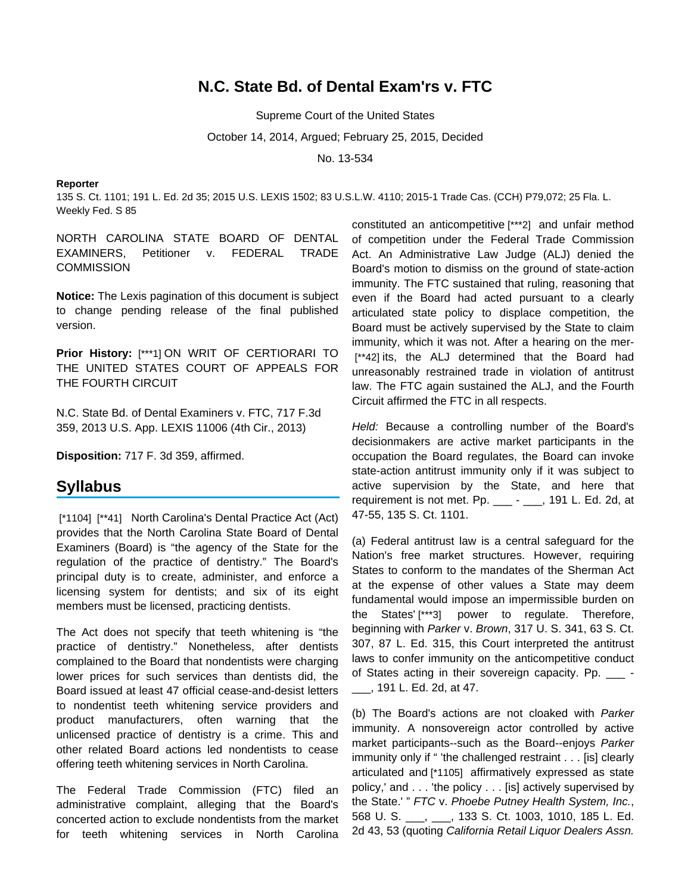# N.C. State Bd. of Dental Exam'rs v. FTC

Supreme Court of the United States

October 14, 2014, Argued; February 25, 2015, Decided

No. 13-534

**Reporter**

135 S. Ct. 1101; 191 L. Ed. 2d 35; 2015 U.S. LEXIS 1502; 83 U.S.L.W. 4110; 2015-1 Trade Cas. (CCH) P79,072; 25 Fla. L. Weekly Fed. S 85

NORTH CAROLINA STATE BOARD OF DENTAL EXAMINERS, Petitioner v. FEDERAL TRADE COMMISSION

**Notice:** The Lexis pagination of this document is subject to change pending release of the final published version.

**Prior History:** [***1] ON WRIT OF CERTIORARI TO THE UNITED STATES COURT OF APPEALS FOR THE FOURTH CIRCUIT

N.C. State Bd. of Dental Examiners v. FTC, 717 F.3d 359, 2013 U.S. App. LEXIS 11006 (4th Cir., 2013)

**Disposition:** 717 F. 3d 359, affirmed.

## Syllabus

[*1104] [**41] North Carolina's Dental Practice Act (Act) provides that the North Carolina State Board of Dental Examiners (Board) is "the agency of the State for the regulation of the practice of dentistry." The Board's principal duty is to create, administer, and enforce a licensing system for dentists; and six of its eight members must be licensed, practicing dentists.

The Act does not specify that teeth whitening is "the practice of dentistry." Nonetheless, after dentists complained to the Board that nondentists were charging lower prices for such services than dentists did, the Board issued at least 47 official cease-and-desist letters to nondentist teeth whitening service providers and product manufacturers, often warning that the unlicensed practice of dentistry is a crime. This and other related Board actions led nondentists to cease offering teeth whitening services in North Carolina.

The Federal Trade Commission (FTC) filed an administrative complaint, alleging that the Board's concerted action to exclude nondentists from the market for teeth whitening services in North Carolina constituted an anticompetitive [***2] and unfair method of competition under the Federal Trade Commission Act. An Administrative Law Judge (ALJ) denied the Board's motion to dismiss on the ground of state-action immunity. The FTC sustained that ruling, reasoning that even if the Board had acted pursuant to a clearly articulated state policy to displace competition, the Board must be actively supervised by the State to claim immunity, which it was not. After a hearing on the mer- [**42] its, the ALJ determined that the Board had unreasonably restrained trade in violation of antitrust law. The FTC again sustained the ALJ, and the Fourth Circuit affirmed the FTC in all respects.

*Held:* Because a controlling number of the Board's decisionmakers are active market participants in the occupation the Board regulates, the Board can invoke state-action antitrust immunity only if it was subject to active supervision by the State, and here that requirement is not met. Pp. ___ - ___, 191 L. Ed. 2d, at 47-55, 135 S. Ct. 1101.

(a) Federal antitrust law is a central safeguard for the Nation's free market structures. However, requiring States to conform to the mandates of the Sherman Act at the expense of other values a State may deem fundamental would impose an impermissible burden on the States' [***3] power to regulate. Therefore, beginning with *Parker* v. *Brown*, 317 U. S. 341, 63 S. Ct. 307, 87 L. Ed. 315, this Court interpreted the antitrust laws to confer immunity on the anticompetitive conduct of States acting in their sovereign capacity. Pp. ___ - ___, 191 L. Ed. 2d, at 47.

(b) The Board's actions are not cloaked with *Parker* immunity. A nonsovereign actor controlled by active market participants--such as the Board--enjoys *Parker* immunity only if " 'the challenged restraint . . . [is] clearly articulated and [*1105] affirmatively expressed as state policy,' and . . . 'the policy . . . [is] actively supervised by the State.' " *FTC* v. *Phoebe Putney Health System, Inc.*, 568 U. S. ___, ___, 133 S. Ct. 1003, 1010, 185 L. Ed. 2d 43, 53 (quoting *California Retail Liquor Dealers Assn.*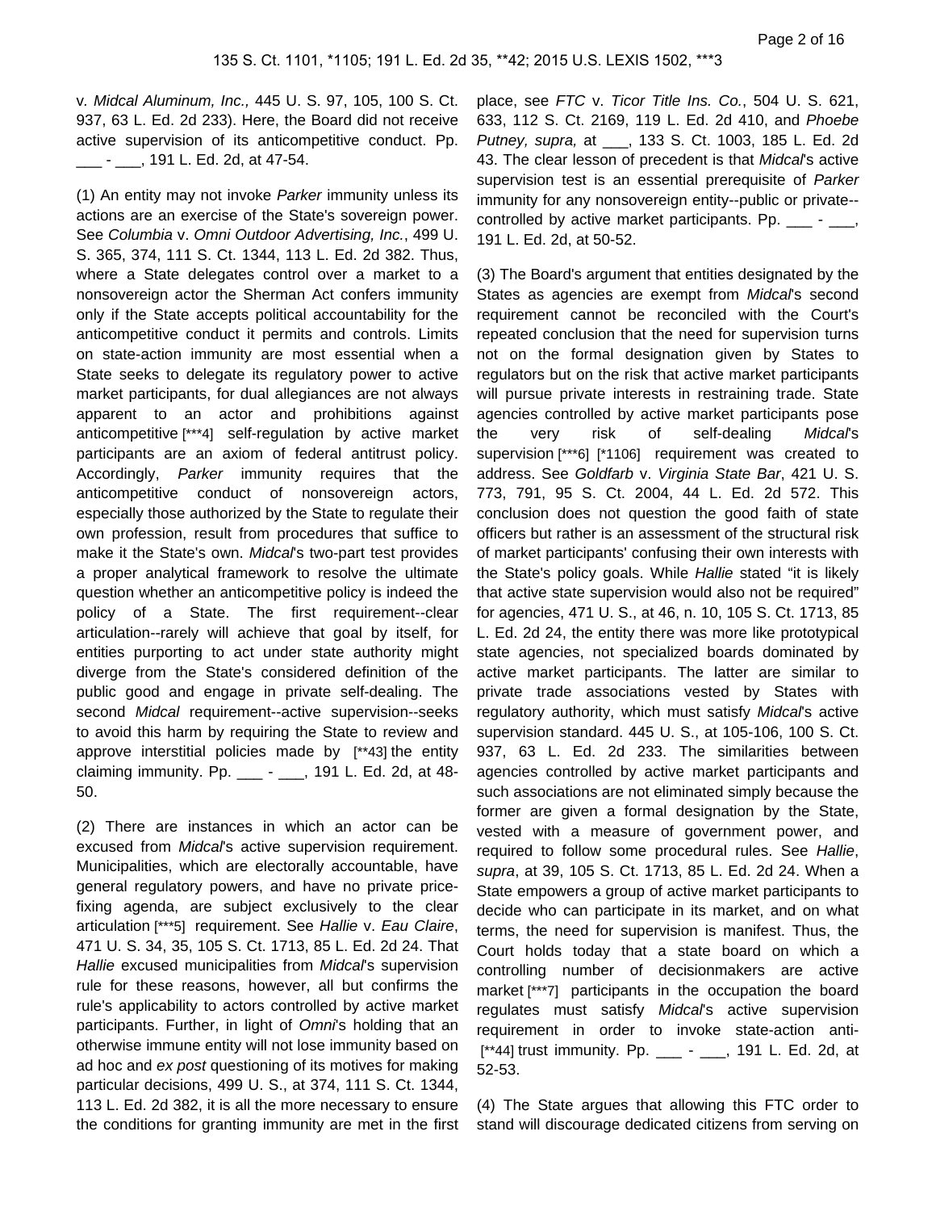v. *Midcal Aluminum, Inc.,* 445 U. S. 97, 105, 100 S. Ct. 937, 63 L. Ed. 2d 233). Here, the Board did not receive active supervision of its anticompetitive conduct. Pp. ___ - ___, 191 L. Ed. 2d, at 47-54.

(1) An entity may not invoke *Parker* immunity unless its actions are an exercise of the State's sovereign power. See *Columbia* v. *Omni Outdoor Advertising, Inc.*, 499 U. S. 365, 374, 111 S. Ct. 1344, 113 L. Ed. 2d 382. Thus, where a State delegates control over a market to a nonsovereign actor the Sherman Act confers immunity only if the State accepts political accountability for the anticompetitive conduct it permits and controls. Limits on state-action immunity are most essential when a State seeks to delegate its regulatory power to active market participants, for dual allegiances are not always apparent to an actor and prohibitions against anticompetitive [***4] self-regulation by active market participants are an axiom of federal antitrust policy. Accordingly, *Parker* immunity requires that the anticompetitive conduct of nonsovereign actors, especially those authorized by the State to regulate their own profession, result from procedures that suffice to make it the State's own. *Midcal*'s two-part test provides a proper analytical framework to resolve the ultimate question whether an anticompetitive policy is indeed the policy of a State. The first requirement--clear articulation--rarely will achieve that goal by itself, for entities purporting to act under state authority might diverge from the State's considered definition of the public good and engage in private self-dealing. The second *Midcal* requirement--active supervision--seeks to avoid this harm by requiring the State to review and approve interstitial policies made by [**43] the entity claiming immunity. Pp. ___ - ___, 191 L. Ed. 2d, at 48-50.

(2) There are instances in which an actor can be excused from *Midcal*'s active supervision requirement. Municipalities, which are electorally accountable, have general regulatory powers, and have no private price-fixing agenda, are subject exclusively to the clear articulation [***5] requirement. See *Hallie* v. *Eau Claire*, 471 U. S. 34, 35, 105 S. Ct. 1713, 85 L. Ed. 2d 24. That *Hallie* excused municipalities from *Midcal*'s supervision rule for these reasons, however, all but confirms the rule's applicability to actors controlled by active market participants. Further, in light of *Omni*'s holding that an otherwise immune entity will not lose immunity based on ad hoc and *ex post* questioning of its motives for making particular decisions, 499 U. S., at 374, 111 S. Ct. 1344, 113 L. Ed. 2d 382, it is all the more necessary to ensure the conditions for granting immunity are met in the first place, see *FTC* v. *Ticor Title Ins. Co.*, 504 U. S. 621, 633, 112 S. Ct. 2169, 119 L. Ed. 2d 410, and *Phoebe Putney, supra,* at ___, 133 S. Ct. 1003, 185 L. Ed. 2d 43. The clear lesson of precedent is that *Midcal*'s active supervision test is an essential prerequisite of *Parker* immunity for any nonsovereign entity--public or private--controlled by active market participants. Pp. ___ - ___, 191 L. Ed. 2d, at 50-52.

(3) The Board's argument that entities designated by the States as agencies are exempt from *Midcal*'s second requirement cannot be reconciled with the Court's repeated conclusion that the need for supervision turns not on the formal designation given by States to regulators but on the risk that active market participants will pursue private interests in restraining trade. State agencies controlled by active market participants pose the very risk of self-dealing *Midcal*'s supervision [***6] [*1106] requirement was created to address. See *Goldfarb* v. *Virginia State Bar*, 421 U. S. 773, 791, 95 S. Ct. 2004, 44 L. Ed. 2d 572. This conclusion does not question the good faith of state officers but rather is an assessment of the structural risk of market participants' confusing their own interests with the State's policy goals. While *Hallie* stated "it is likely that active state supervision would also not be required" for agencies, 471 U. S., at 46, n. 10, 105 S. Ct. 1713, 85 L. Ed. 2d 24, the entity there was more like prototypical state agencies, not specialized boards dominated by active market participants. The latter are similar to private trade associations vested by States with regulatory authority, which must satisfy *Midcal*'s active supervision standard. 445 U. S., at 105-106, 100 S. Ct. 937, 63 L. Ed. 2d 233. The similarities between agencies controlled by active market participants and such associations are not eliminated simply because the former are given a formal designation by the State, vested with a measure of government power, and required to follow some procedural rules. See *Hallie*, *supra*, at 39, 105 S. Ct. 1713, 85 L. Ed. 2d 24. When a State empowers a group of active market participants to decide who can participate in its market, and on what terms, the need for supervision is manifest. Thus, the Court holds today that a state board on which a controlling number of decisionmakers are active market [***7] participants in the occupation the board regulates must satisfy *Midcal*'s active supervision requirement in order to invoke state-action anti- [**44] trust immunity. Pp. ___ - ___, 191 L. Ed. 2d, at 52-53.

(4) The State argues that allowing this FTC order to stand will discourage dedicated citizens from serving on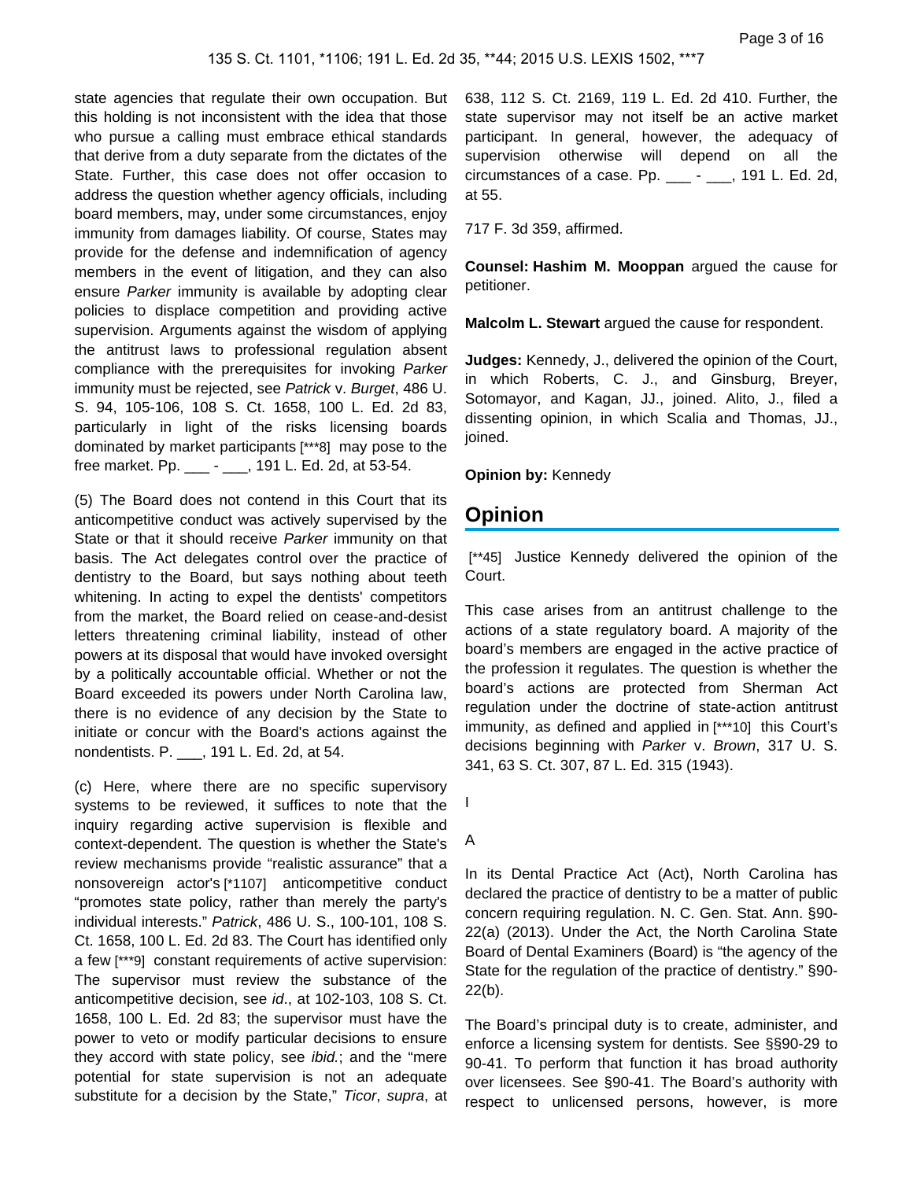state agencies that regulate their own occupation. But this holding is not inconsistent with the idea that those who pursue a calling must embrace ethical standards that derive from a duty separate from the dictates of the State. Further, this case does not offer occasion to address the question whether agency officials, including board members, may, under some circumstances, enjoy immunity from damages liability. Of course, States may provide for the defense and indemnification of agency members in the event of litigation, and they can also ensure *Parker* immunity is available by adopting clear policies to displace competition and providing active supervision. Arguments against the wisdom of applying the antitrust laws to professional regulation absent compliance with the prerequisites for invoking *Parker* immunity must be rejected, see *Patrick* v. *Burget*, 486 U. S. 94, 105-106, 108 S. Ct. 1658, 100 L. Ed. 2d 83, particularly in light of the risks licensing boards dominated by market participants [***8] may pose to the free market. Pp. ___ - ___, 191 L. Ed. 2d, at 53-54.

(5) The Board does not contend in this Court that its anticompetitive conduct was actively supervised by the State or that it should receive *Parker* immunity on that basis. The Act delegates control over the practice of dentistry to the Board, but says nothing about teeth whitening. In acting to expel the dentists' competitors from the market, the Board relied on cease-and-desist letters threatening criminal liability, instead of other powers at its disposal that would have invoked oversight by a politically accountable official. Whether or not the Board exceeded its powers under North Carolina law, there is no evidence of any decision by the State to initiate or concur with the Board's actions against the nondentists. P. ___, 191 L. Ed. 2d, at 54.

(c) Here, where there are no specific supervisory systems to be reviewed, it suffices to note that the inquiry regarding active supervision is flexible and context-dependent. The question is whether the State's review mechanisms provide "realistic assurance" that a nonsovereign actor's [*1107] anticompetitive conduct "promotes state policy, rather than merely the party's individual interests." *Patrick*, 486 U. S., 100-101, 108 S. Ct. 1658, 100 L. Ed. 2d 83. The Court has identified only a few [***9] constant requirements of active supervision: The supervisor must review the substance of the anticompetitive decision, see *id*., at 102-103, 108 S. Ct. 1658, 100 L. Ed. 2d 83; the supervisor must have the power to veto or modify particular decisions to ensure they accord with state policy, see *ibid*.; and the "mere potential for state supervision is not an adequate substitute for a decision by the State," *Ticor*, *supra*, at 638, 112 S. Ct. 2169, 119 L. Ed. 2d 410. Further, the state supervisor may not itself be an active market participant. In general, however, the adequacy of supervision otherwise will depend on all the circumstances of a case. Pp. ___ - ___, 191 L. Ed. 2d, at 55.

717 F. 3d 359, affirmed.

**Counsel: Hashim M. Mooppan** argued the cause for petitioner.

**Malcolm L. Stewart** argued the cause for respondent.

**Judges:** Kennedy, J., delivered the opinion of the Court, in which Roberts, C. J., and Ginsburg, Breyer, Sotomayor, and Kagan, JJ., joined. Alito, J., filed a dissenting opinion, in which Scalia and Thomas, JJ., joined.

**Opinion by:** Kennedy

## Opinion

[**45] Justice Kennedy delivered the opinion of the Court.

This case arises from an antitrust challenge to the actions of a state regulatory board. A majority of the board's members are engaged in the active practice of the profession it regulates. The question is whether the board's actions are protected from Sherman Act regulation under the doctrine of state-action antitrust immunity, as defined and applied in [***10] this Court's decisions beginning with *Parker* v. *Brown*, 317 U. S. 341, 63 S. Ct. 307, 87 L. Ed. 315 (1943).

I

A

In its Dental Practice Act (Act), North Carolina has declared the practice of dentistry to be a matter of public concern requiring regulation. N. C. Gen. Stat. Ann. §90-22(a) (2013). Under the Act, the North Carolina State Board of Dental Examiners (Board) is "the agency of the State for the regulation of the practice of dentistry." §90-22(b).

The Board's principal duty is to create, administer, and enforce a licensing system for dentists. See §§90-29 to 90-41. To perform that function it has broad authority over licensees. See §90-41. The Board's authority with respect to unlicensed persons, however, is more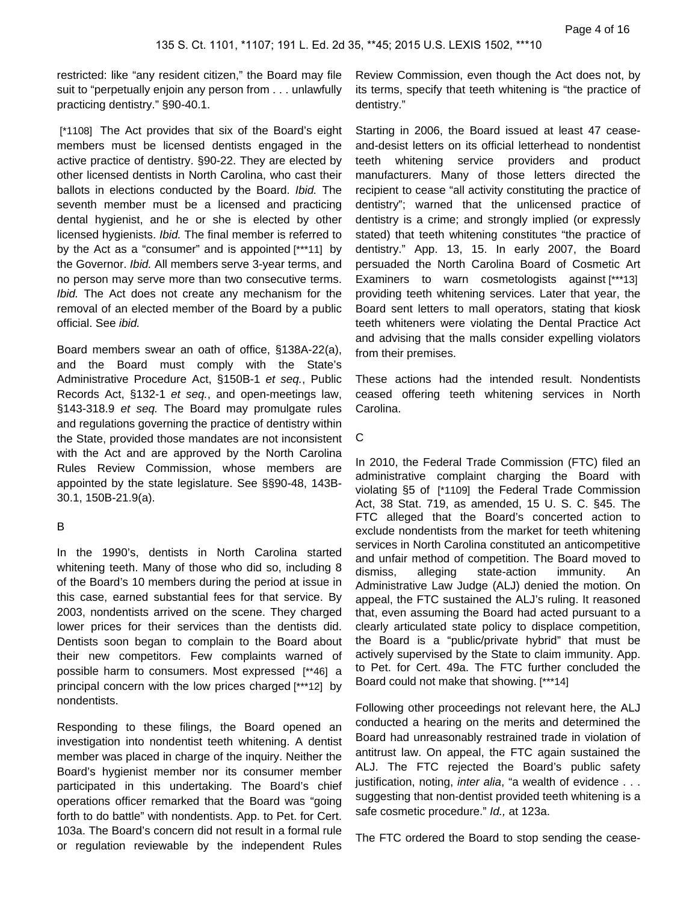restricted: like "any resident citizen," the Board may file suit to "perpetually enjoin any person from . . . unlawfully practicing dentistry." §90-40.1.

[*1108] The Act provides that six of the Board's eight members must be licensed dentists engaged in the active practice of dentistry. §90-22. They are elected by other licensed dentists in North Carolina, who cast their ballots in elections conducted by the Board. *Ibid.* The seventh member must be a licensed and practicing dental hygienist, and he or she is elected by other licensed hygienists. *Ibid.* The final member is referred to by the Act as a "consumer" and is appointed [***11] by the Governor. *Ibid.* All members serve 3-year terms, and no person may serve more than two consecutive terms. *Ibid.* The Act does not create any mechanism for the removal of an elected member of the Board by a public official. See *ibid.*

Board members swear an oath of office, §138A-22(a), and the Board must comply with the State's Administrative Procedure Act, §150B-1 *et seq.*, Public Records Act, §132-1 *et seq.*, and open-meetings law, §143-318.9 *et seq.* The Board may promulgate rules and regulations governing the practice of dentistry within the State, provided those mandates are not inconsistent with the Act and are approved by the North Carolina Rules Review Commission, whose members are appointed by the state legislature. See §§90-48, 143B-30.1, 150B-21.9(a).

B

In the 1990's, dentists in North Carolina started whitening teeth. Many of those who did so, including 8 of the Board's 10 members during the period at issue in this case, earned substantial fees for that service. By 2003, nondentists arrived on the scene. They charged lower prices for their services than the dentists did. Dentists soon began to complain to the Board about their new competitors. Few complaints warned of possible harm to consumers. Most expressed [**46] a principal concern with the low prices charged [***12] by nondentists.

Responding to these filings, the Board opened an investigation into nondentist teeth whitening. A dentist member was placed in charge of the inquiry. Neither the Board's hygienist member nor its consumer member participated in this undertaking. The Board's chief operations officer remarked that the Board was "going forth to do battle" with nondentists. App. to Pet. for Cert. 103a. The Board's concern did not result in a formal rule or regulation reviewable by the independent Rules Review Commission, even though the Act does not, by its terms, specify that teeth whitening is "the practice of dentistry."

Starting in 2006, the Board issued at least 47 cease-and-desist letters on its official letterhead to nondentist teeth whitening service providers and product manufacturers. Many of those letters directed the recipient to cease "all activity constituting the practice of dentistry"; warned that the unlicensed practice of dentistry is a crime; and strongly implied (or expressly stated) that teeth whitening constitutes "the practice of dentistry." App. 13, 15. In early 2007, the Board persuaded the North Carolina Board of Cosmetic Art Examiners to warn cosmetologists against [***13] providing teeth whitening services. Later that year, the Board sent letters to mall operators, stating that kiosk teeth whiteners were violating the Dental Practice Act and advising that the malls consider expelling violators from their premises.

These actions had the intended result. Nondentists ceased offering teeth whitening services in North Carolina.

C

In 2010, the Federal Trade Commission (FTC) filed an administrative complaint charging the Board with violating §5 of [*1109] the Federal Trade Commission Act, 38 Stat. 719, as amended, 15 U. S. C. §45. The FTC alleged that the Board's concerted action to exclude nondentists from the market for teeth whitening services in North Carolina constituted an anticompetitive and unfair method of competition. The Board moved to dismiss, alleging state-action immunity. An Administrative Law Judge (ALJ) denied the motion. On appeal, the FTC sustained the ALJ's ruling. It reasoned that, even assuming the Board had acted pursuant to a clearly articulated state policy to displace competition, the Board is a "public/private hybrid" that must be actively supervised by the State to claim immunity. App. to Pet. for Cert. 49a. The FTC further concluded the Board could not make that showing. [***14]

Following other proceedings not relevant here, the ALJ conducted a hearing on the merits and determined the Board had unreasonably restrained trade in violation of antitrust law. On appeal, the FTC again sustained the ALJ. The FTC rejected the Board's public safety justification, noting, *inter alia*, "a wealth of evidence . . . suggesting that non-dentist provided teeth whitening is a safe cosmetic procedure." *Id.,* at 123a.

The FTC ordered the Board to stop sending the cease-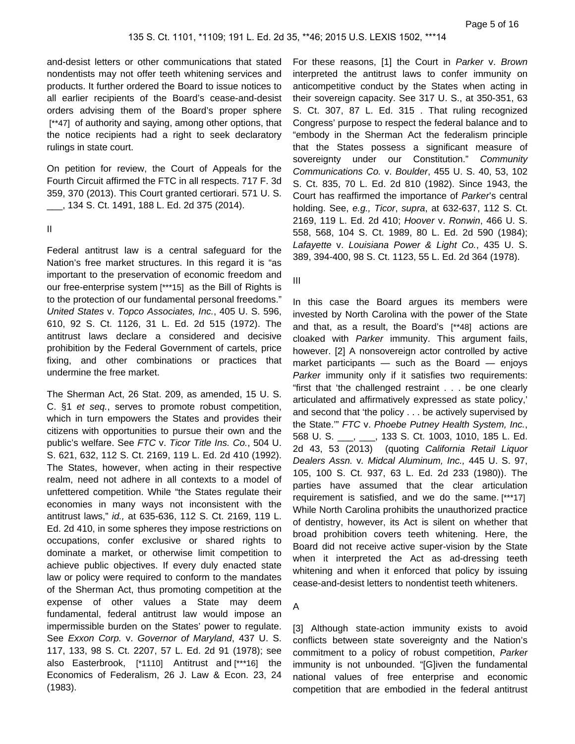and-desist letters or other communications that stated nondentists may not offer teeth whitening services and products. It further ordered the Board to issue notices to all earlier recipients of the Board's cease-and-desist orders advising them of the Board's proper sphere [**47] of authority and saying, among other options, that the notice recipients had a right to seek declaratory rulings in state court.

On petition for review, the Court of Appeals for the Fourth Circuit affirmed the FTC in all respects. 717 F. 3d 359, 370 (2013). This Court granted certiorari. 571 U. S. ___, 134 S. Ct. 1491, 188 L. Ed. 2d 375 (2014).

II

Federal antitrust law is a central safeguard for the Nation's free market structures. In this regard it is "as important to the preservation of economic freedom and our free-enterprise system [***15] as the Bill of Rights is to the protection of our fundamental personal freedoms." *United States* v. *Topco Associates, Inc.*, 405 U. S. 596, 610, 92 S. Ct. 1126, 31 L. Ed. 2d 515 (1972). The antitrust laws declare a considered and decisive prohibition by the Federal Government of cartels, price fixing, and other combinations or practices that undermine the free market.

The Sherman Act, 26 Stat. 209, as amended, 15 U. S. C. §1 *et seq.*, serves to promote robust competition, which in turn empowers the States and provides their citizens with opportunities to pursue their own and the public's welfare. See *FTC* v. *Ticor Title Ins. Co.*, 504 U. S. 621, 632, 112 S. Ct. 2169, 119 L. Ed. 2d 410 (1992). The States, however, when acting in their respective realm, need not adhere in all contexts to a model of unfettered competition. While "the States regulate their economies in many ways not inconsistent with the antitrust laws," *id.,* at 635-636, 112 S. Ct. 2169, 119 L. Ed. 2d 410, in some spheres they impose restrictions on occupations, confer exclusive or shared rights to dominate a market, or otherwise limit competition to achieve public objectives. If every duly enacted state law or policy were required to conform to the mandates of the Sherman Act, thus promoting competition at the expense of other values a State may deem fundamental, federal antitrust law would impose an impermissible burden on the States' power to regulate. See *Exxon Corp.* v. *Governor of Maryland*, 437 U. S. 117, 133, 98 S. Ct. 2207, 57 L. Ed. 2d 91 (1978); see also Easterbrook, [*1110] Antitrust and [***16] the Economics of Federalism, 26 J. Law & Econ. 23, 24 (1983).

For these reasons, [1] the Court in *Parker* v. *Brown* interpreted the antitrust laws to confer immunity on anticompetitive conduct by the States when acting in their sovereign capacity. See 317 U. S., at 350-351, 63 S. Ct. 307, 87 L. Ed. 315 . That ruling recognized Congress' purpose to respect the federal balance and to "embody in the Sherman Act the federalism principle that the States possess a significant measure of sovereignty under our Constitution." *Community Communications Co.* v. *Boulder*, 455 U. S. 40, 53, 102 S. Ct. 835, 70 L. Ed. 2d 810 (1982). Since 1943, the Court has reaffirmed the importance of *Parker*'s central holding. See, *e.g., Ticor*, *supra*, at 632-637, 112 S. Ct. 2169, 119 L. Ed. 2d 410; *Hoover* v. *Ronwin*, 466 U. S. 558, 568, 104 S. Ct. 1989, 80 L. Ed. 2d 590 (1984); *Lafayette* v. *Louisiana Power & Light Co.*, 435 U. S. 389, 394-400, 98 S. Ct. 1123, 55 L. Ed. 2d 364 (1978).

III

In this case the Board argues its members were invested by North Carolina with the power of the State and that, as a result, the Board's [**48] actions are cloaked with *Parker* immunity. This argument fails, however. [2] A nonsovereign actor controlled by active market participants — such as the Board — enjoys *Parker* immunity only if it satisfies two requirements: "first that 'the challenged restraint . . . be one clearly articulated and affirmatively expressed as state policy,' and second that 'the policy . . . be actively supervised by the State.'" *FTC* v. *Phoebe Putney Health System, Inc.*, 568 U. S. ___, ___, 133 S. Ct. 1003, 1010, 185 L. Ed. 2d 43, 53 (2013) (quoting *California Retail Liquor Dealers Assn.* v. *Midcal Aluminum, Inc.,* 445 U. S. 97, 105, 100 S. Ct. 937, 63 L. Ed. 2d 233 (1980)). The parties have assumed that the clear articulation requirement is satisfied, and we do the same. [***17] While North Carolina prohibits the unauthorized practice of dentistry, however, its Act is silent on whether that broad prohibition covers teeth whitening. Here, the Board did not receive active super-vision by the State when it interpreted the Act as ad-dressing teeth whitening and when it enforced that policy by issuing cease-and-desist letters to nondentist teeth whiteners.

A

[3] Although state-action immunity exists to avoid conflicts between state sovereignty and the Nation's commitment to a policy of robust competition, *Parker* immunity is not unbounded. "[G]iven the fundamental national values of free enterprise and economic competition that are embodied in the federal antitrust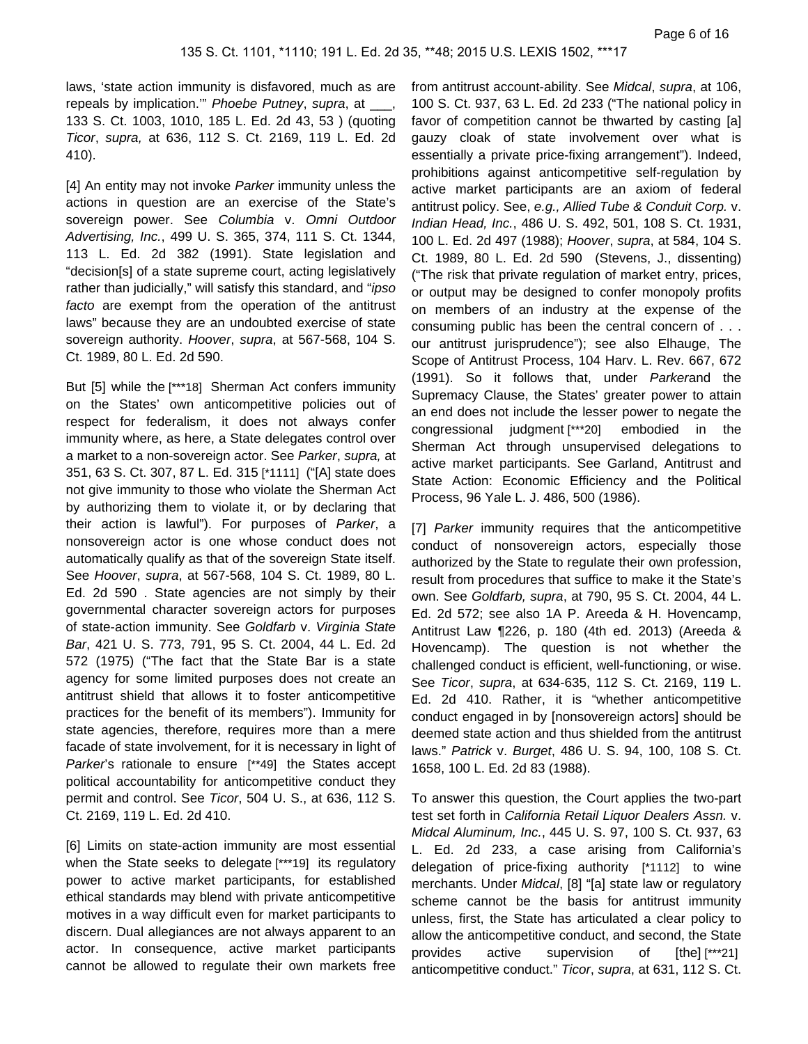laws, 'state action immunity is disfavored, much as are repeals by implication.'" *Phoebe Putney*, *supra*, at ___, 133 S. Ct. 1003, 1010, 185 L. Ed. 2d 43, 53 ) (quoting *Ticor*, *supra,* at 636, 112 S. Ct. 2169, 119 L. Ed. 2d 410).

[4] An entity may not invoke *Parker* immunity unless the actions in question are an exercise of the State's sovereign power. See *Columbia* v. *Omni Outdoor Advertising, Inc.*, 499 U. S. 365, 374, 111 S. Ct. 1344, 113 L. Ed. 2d 382 (1991). State legislation and "decision[s] of a state supreme court, acting legislatively rather than judicially," will satisfy this standard, and "*ipso facto* are exempt from the operation of the antitrust laws" because they are an undoubted exercise of state sovereign authority. *Hoover*, *supra*, at 567-568, 104 S. Ct. 1989, 80 L. Ed. 2d 590.

But [5] while the [***18] Sherman Act confers immunity on the States' own anticompetitive policies out of respect for federalism, it does not always confer immunity where, as here, a State delegates control over a market to a non-sovereign actor. See *Parker*, *supra,* at 351, 63 S. Ct. 307, 87 L. Ed. 315 [*1111] ("[A] state does not give immunity to those who violate the Sherman Act by authorizing them to violate it, or by declaring that their action is lawful"). For purposes of *Parker*, a nonsovereign actor is one whose conduct does not automatically qualify as that of the sovereign State itself. See *Hoover*, *supra*, at 567-568, 104 S. Ct. 1989, 80 L. Ed. 2d 590 . State agencies are not simply by their governmental character sovereign actors for purposes of state-action immunity. See *Goldfarb* v. *Virginia State Bar*, 421 U. S. 773, 791, 95 S. Ct. 2004, 44 L. Ed. 2d 572 (1975) ("The fact that the State Bar is a state agency for some limited purposes does not create an antitrust shield that allows it to foster anticompetitive practices for the benefit of its members"). Immunity for state agencies, therefore, requires more than a mere facade of state involvement, for it is necessary in light of *Parker*'s rationale to ensure [**49] the States accept political accountability for anticompetitive conduct they permit and control. See *Ticor*, 504 U. S., at 636, 112 S. Ct. 2169, 119 L. Ed. 2d 410.

[6] Limits on state-action immunity are most essential when the State seeks to delegate [***19] its regulatory power to active market participants, for established ethical standards may blend with private anticompetitive motives in a way difficult even for market participants to discern. Dual allegiances are not always apparent to an actor. In consequence, active market participants cannot be allowed to regulate their own markets free from antitrust account-ability. See *Midcal*, *supra*, at 106, 100 S. Ct. 937, 63 L. Ed. 2d 233 ("The national policy in favor of competition cannot be thwarted by casting [a] gauzy cloak of state involvement over what is essentially a private price-fixing arrangement"). Indeed, prohibitions against anticompetitive self-regulation by active market participants are an axiom of federal antitrust policy. See, *e.g., Allied Tube & Conduit Corp.* v. *Indian Head, Inc.*, 486 U. S. 492, 501, 108 S. Ct. 1931, 100 L. Ed. 2d 497 (1988); *Hoover*, *supra*, at 584, 104 S. Ct. 1989, 80 L. Ed. 2d 590 (Stevens, J., dissenting) ("The risk that private regulation of market entry, prices, or output may be designed to confer monopoly profits on members of an industry at the expense of the consuming public has been the central concern of . . . our antitrust jurisprudence"); see also Elhauge, The Scope of Antitrust Process, 104 Harv. L. Rev. 667, 672 (1991). So it follows that, under *Parker*and the Supremacy Clause, the States' greater power to attain an end does not include the lesser power to negate the congressional judgment [***20] embodied in the Sherman Act through unsupervised delegations to active market participants. See Garland, Antitrust and State Action: Economic Efficiency and the Political Process, 96 Yale L. J. 486, 500 (1986).

[7] *Parker* immunity requires that the anticompetitive conduct of nonsovereign actors, especially those authorized by the State to regulate their own profession, result from procedures that suffice to make it the State's own. See *Goldfarb, supra*, at 790, 95 S. Ct. 2004, 44 L. Ed. 2d 572; see also 1A P. Areeda & H. Hovencamp, Antitrust Law ¶226, p. 180 (4th ed. 2013) (Areeda & Hovencamp). The question is not whether the challenged conduct is efficient, well-functioning, or wise. See *Ticor*, *supra*, at 634-635, 112 S. Ct. 2169, 119 L. Ed. 2d 410. Rather, it is "whether anticompetitive conduct engaged in by [nonsovereign actors] should be deemed state action and thus shielded from the antitrust laws." *Patrick* v. *Burget*, 486 U. S. 94, 100, 108 S. Ct. 1658, 100 L. Ed. 2d 83 (1988).

To answer this question, the Court applies the two-part test set forth in *California Retail Liquor Dealers Assn.* v. *Midcal Aluminum, Inc.*, 445 U. S. 97, 100 S. Ct. 937, 63 L. Ed. 2d 233, a case arising from California's delegation of price-fixing authority [*1112] to wine merchants. Under *Midcal*, [8] "[a] state law or regulatory scheme cannot be the basis for antitrust immunity unless, first, the State has articulated a clear policy to allow the anticompetitive conduct, and second, the State provides active supervision of [the] [***21] anticompetitive conduct." *Ticor*, *supra*, at 631, 112 S. Ct.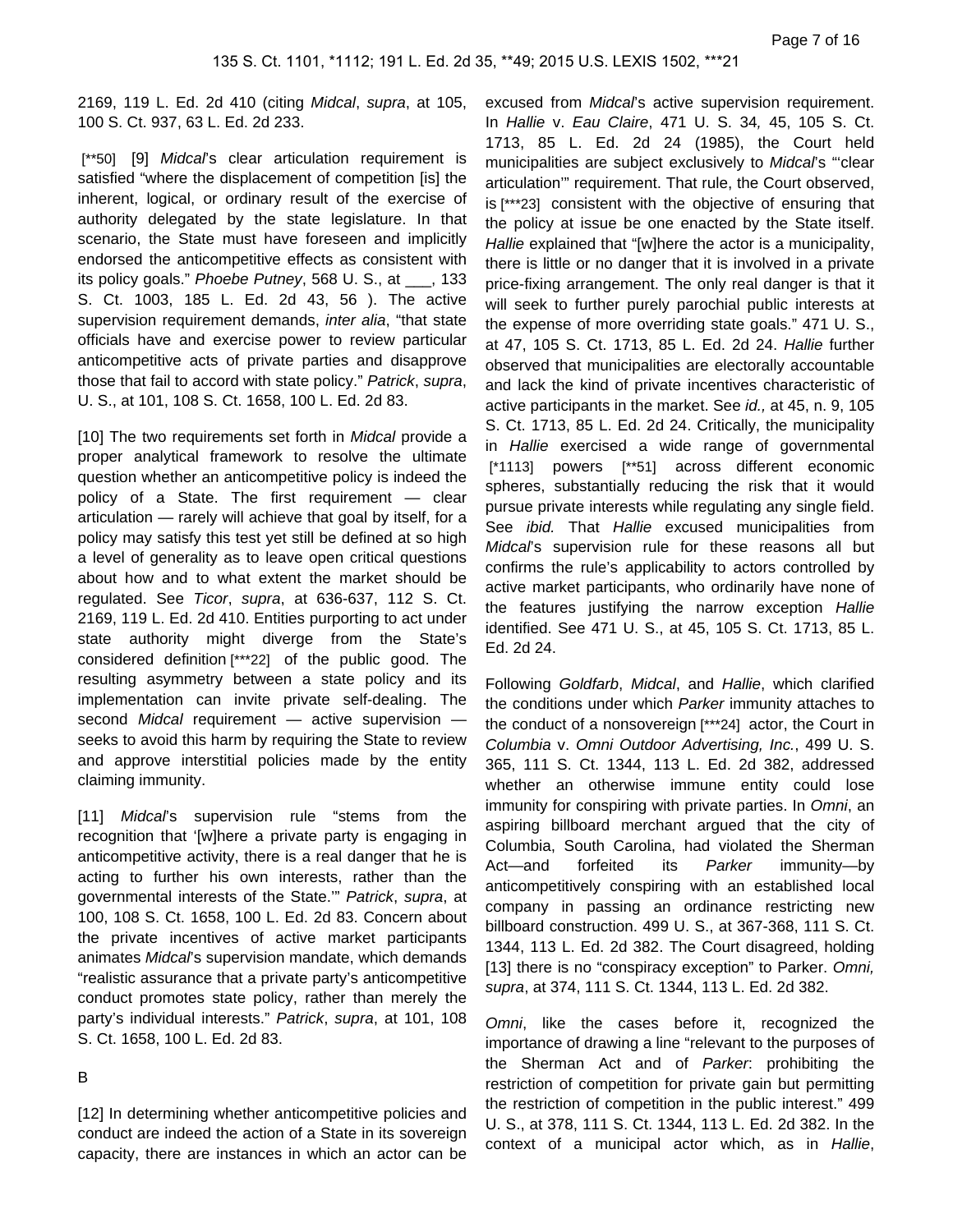2169, 119 L. Ed. 2d 410 (citing *Midcal*, *supra*, at 105, 100 S. Ct. 937, 63 L. Ed. 2d 233.

[**50] [9] *Midcal*'s clear articulation requirement is satisfied "where the displacement of competition [is] the inherent, logical, or ordinary result of the exercise of authority delegated by the state legislature. In that scenario, the State must have foreseen and implicitly endorsed the anticompetitive effects as consistent with its policy goals." *Phoebe Putney*, 568 U. S., at ___, 133 S. Ct. 1003, 185 L. Ed. 2d 43, 56 ). The active supervision requirement demands, *inter alia*, "that state officials have and exercise power to review particular anticompetitive acts of private parties and disapprove those that fail to accord with state policy." *Patrick*, *supra*, U. S., at 101, 108 S. Ct. 1658, 100 L. Ed. 2d 83.

[10] The two requirements set forth in *Midcal* provide a proper analytical framework to resolve the ultimate question whether an anticompetitive policy is indeed the policy of a State. The first requirement — clear articulation — rarely will achieve that goal by itself, for a policy may satisfy this test yet still be defined at so high a level of generality as to leave open critical questions about how and to what extent the market should be regulated. See *Ticor*, *supra*, at 636-637, 112 S. Ct. 2169, 119 L. Ed. 2d 410. Entities purporting to act under state authority might diverge from the State's considered definition [***22] of the public good. The resulting asymmetry between a state policy and its implementation can invite private self-dealing. The second *Midcal* requirement — active supervision — seeks to avoid this harm by requiring the State to review and approve interstitial policies made by the entity claiming immunity.

[11] *Midcal*'s supervision rule "stems from the recognition that '[w]here a private party is engaging in anticompetitive activity, there is a real danger that he is acting to further his own interests, rather than the governmental interests of the State.'" *Patrick*, *supra*, at 100, 108 S. Ct. 1658, 100 L. Ed. 2d 83. Concern about the private incentives of active market participants animates *Midcal*'s supervision mandate, which demands "realistic assurance that a private party's anticompetitive conduct promotes state policy, rather than merely the party's individual interests." *Patrick*, *supra*, at 101, 108 S. Ct. 1658, 100 L. Ed. 2d 83.

B

[12] In determining whether anticompetitive policies and conduct are indeed the action of a State in its sovereign capacity, there are instances in which an actor can be excused from *Midcal*'s active supervision requirement. In *Hallie* v. *Eau Claire*, 471 U. S. 34*,* 45, 105 S. Ct. 1713, 85 L. Ed. 2d 24 (1985), the Court held municipalities are subject exclusively to *Midcal*'s "'clear articulation'" requirement. That rule, the Court observed, is [***23] consistent with the objective of ensuring that the policy at issue be one enacted by the State itself. *Hallie* explained that "[w]here the actor is a municipality, there is little or no danger that it is involved in a private price-fixing arrangement. The only real danger is that it will seek to further purely parochial public interests at the expense of more overriding state goals." 471 U. S., at 47, 105 S. Ct. 1713, 85 L. Ed. 2d 24. *Hallie* further observed that municipalities are electorally accountable and lack the kind of private incentives characteristic of active participants in the market. See *id.,* at 45, n. 9, 105 S. Ct. 1713, 85 L. Ed. 2d 24. Critically, the municipality in *Hallie* exercised a wide range of governmental [*1113] powers [**51] across different economic spheres, substantially reducing the risk that it would pursue private interests while regulating any single field. See *ibid.* That *Hallie* excused municipalities from *Midcal*'s supervision rule for these reasons all but confirms the rule's applicability to actors controlled by active market participants, who ordinarily have none of the features justifying the narrow exception *Hallie* identified. See 471 U. S., at 45, 105 S. Ct. 1713, 85 L. Ed. 2d 24.

Following *Goldfarb*, *Midcal*, and *Hallie*, which clarified the conditions under which *Parker* immunity attaches to the conduct of a nonsovereign [***24] actor, the Court in *Columbia* v. *Omni Outdoor Advertising, Inc.*, 499 U. S. 365, 111 S. Ct. 1344, 113 L. Ed. 2d 382, addressed whether an otherwise immune entity could lose immunity for conspiring with private parties. In *Omni*, an aspiring billboard merchant argued that the city of Columbia, South Carolina, had violated the Sherman Act—and forfeited its *Parker* immunity—by anticompetitively conspiring with an established local company in passing an ordinance restricting new billboard construction. 499 U. S., at 367-368, 111 S. Ct. 1344, 113 L. Ed. 2d 382. The Court disagreed, holding [13] there is no "conspiracy exception" to Parker. *Omni, supra*, at 374, 111 S. Ct. 1344, 113 L. Ed. 2d 382.

*Omni*, like the cases before it, recognized the importance of drawing a line "relevant to the purposes of the Sherman Act and of *Parker*: prohibiting the restriction of competition for private gain but permitting the restriction of competition in the public interest." 499 U. S., at 378, 111 S. Ct. 1344, 113 L. Ed. 2d 382. In the context of a municipal actor which, as in *Hallie*,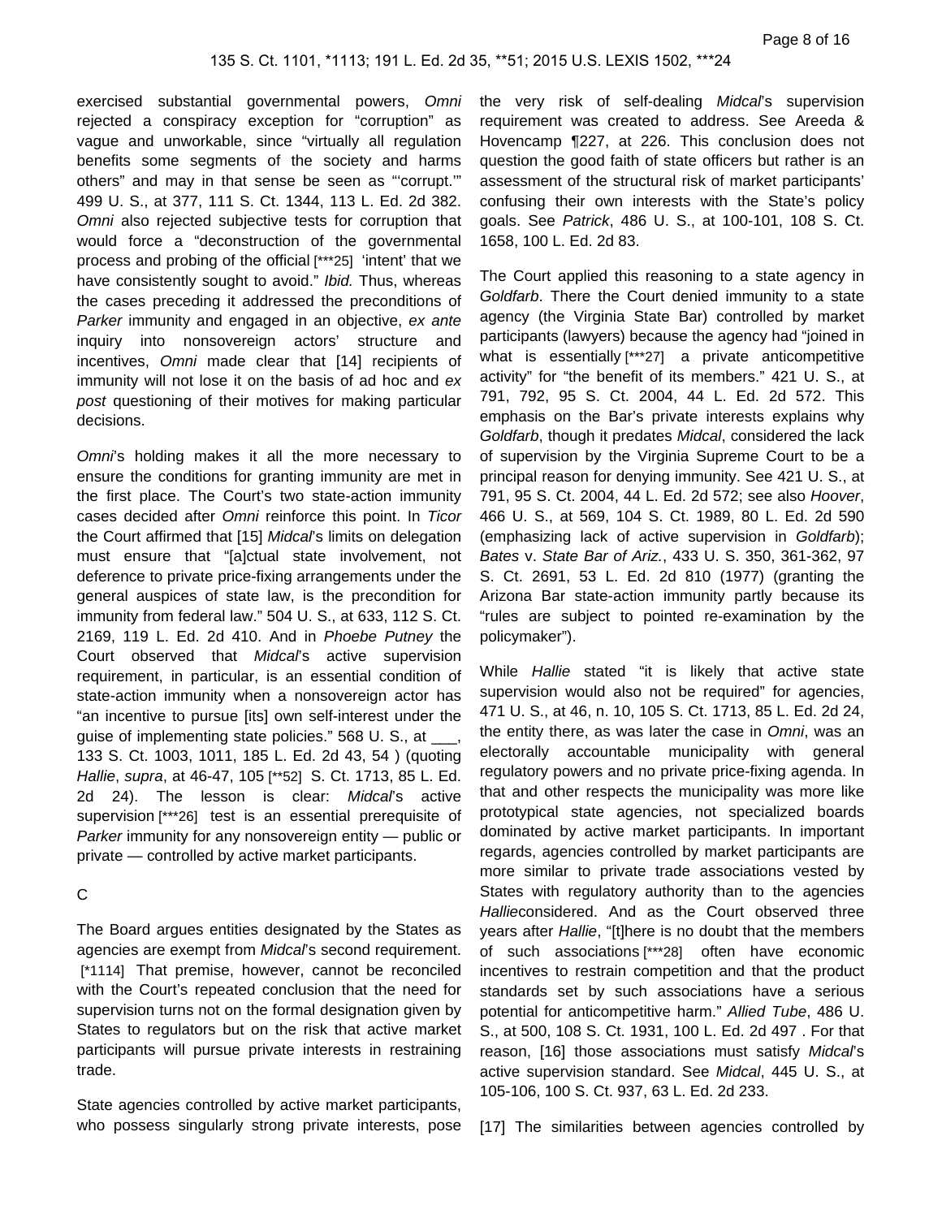exercised substantial governmental powers, *Omni* rejected a conspiracy exception for "corruption" as vague and unworkable, since "virtually all regulation benefits some segments of the society and harms others" and may in that sense be seen as "'corrupt.'" 499 U. S., at 377, 111 S. Ct. 1344, 113 L. Ed. 2d 382. *Omni* also rejected subjective tests for corruption that would force a "deconstruction of the governmental process and probing of the official [***25] 'intent' that we have consistently sought to avoid." *Ibid.* Thus, whereas the cases preceding it addressed the preconditions of *Parker* immunity and engaged in an objective, *ex ante* inquiry into nonsovereign actors' structure and incentives, *Omni* made clear that [14] recipients of immunity will not lose it on the basis of ad hoc and *ex post* questioning of their motives for making particular decisions.

*Omni*'s holding makes it all the more necessary to ensure the conditions for granting immunity are met in the first place. The Court's two state-action immunity cases decided after *Omni* reinforce this point. In *Ticor* the Court affirmed that [15] *Midcal*'s limits on delegation must ensure that "[a]ctual state involvement, not deference to private price-fixing arrangements under the general auspices of state law, is the precondition for immunity from federal law." 504 U. S., at 633, 112 S. Ct. 2169, 119 L. Ed. 2d 410. And in *Phoebe Putney* the Court observed that *Midcal*'s active supervision requirement, in particular, is an essential condition of state-action immunity when a nonsovereign actor has "an incentive to pursue [its] own self-interest under the guise of implementing state policies." 568 U. S., at ___, 133 S. Ct. 1003, 1011, 185 L. Ed. 2d 43, 54 ) (quoting *Hallie*, *supra*, at 46-47, 105 [**52] S. Ct. 1713, 85 L. Ed. 2d 24). The lesson is clear: *Midcal*'s active supervision [***26] test is an essential prerequisite of *Parker* immunity for any nonsovereign entity — public or private — controlled by active market participants.

C

The Board argues entities designated by the States as agencies are exempt from *Midcal*'s second requirement. [*1114] That premise, however, cannot be reconciled with the Court's repeated conclusion that the need for supervision turns not on the formal designation given by States to regulators but on the risk that active market participants will pursue private interests in restraining trade.

State agencies controlled by active market participants, who possess singularly strong private interests, pose the very risk of self-dealing *Midcal*'s supervision requirement was created to address. See Areeda & Hovencamp ¶227, at 226. This conclusion does not question the good faith of state officers but rather is an assessment of the structural risk of market participants' confusing their own interests with the State's policy goals. See *Patrick*, 486 U. S., at 100-101, 108 S. Ct. 1658, 100 L. Ed. 2d 83.

The Court applied this reasoning to a state agency in *Goldfarb*. There the Court denied immunity to a state agency (the Virginia State Bar) controlled by market participants (lawyers) because the agency had "joined in what is essentially [***27] a private anticompetitive activity" for "the benefit of its members." 421 U. S., at 791, 792, 95 S. Ct. 2004, 44 L. Ed. 2d 572. This emphasis on the Bar's private interests explains why *Goldfarb*, though it predates *Midcal*, considered the lack of supervision by the Virginia Supreme Court to be a principal reason for denying immunity. See 421 U. S., at 791, 95 S. Ct. 2004, 44 L. Ed. 2d 572; see also *Hoover*, 466 U. S., at 569, 104 S. Ct. 1989, 80 L. Ed. 2d 590 (emphasizing lack of active supervision in *Goldfarb*); *Bates* v. *State Bar of Ariz.*, 433 U. S. 350, 361-362, 97 S. Ct. 2691, 53 L. Ed. 2d 810 (1977) (granting the Arizona Bar state-action immunity partly because its "rules are subject to pointed re-examination by the policymaker").

While *Hallie* stated "it is likely that active state supervision would also not be required" for agencies, 471 U. S., at 46, n. 10, 105 S. Ct. 1713, 85 L. Ed. 2d 24, the entity there, as was later the case in *Omni*, was an electorally accountable municipality with general regulatory powers and no private price-fixing agenda. In that and other respects the municipality was more like prototypical state agencies, not specialized boards dominated by active market participants. In important regards, agencies controlled by market participants are more similar to private trade associations vested by States with regulatory authority than to the agencies *Hallie*considered. And as the Court observed three years after *Hallie*, "[t]here is no doubt that the members of such associations [***28] often have economic incentives to restrain competition and that the product standards set by such associations have a serious potential for anticompetitive harm." *Allied Tube*, 486 U. S., at 500, 108 S. Ct. 1931, 100 L. Ed. 2d 497 . For that reason, [16] those associations must satisfy *Midcal*'s active supervision standard. See *Midcal*, 445 U. S., at 105-106, 100 S. Ct. 937, 63 L. Ed. 2d 233.

[17] The similarities between agencies controlled by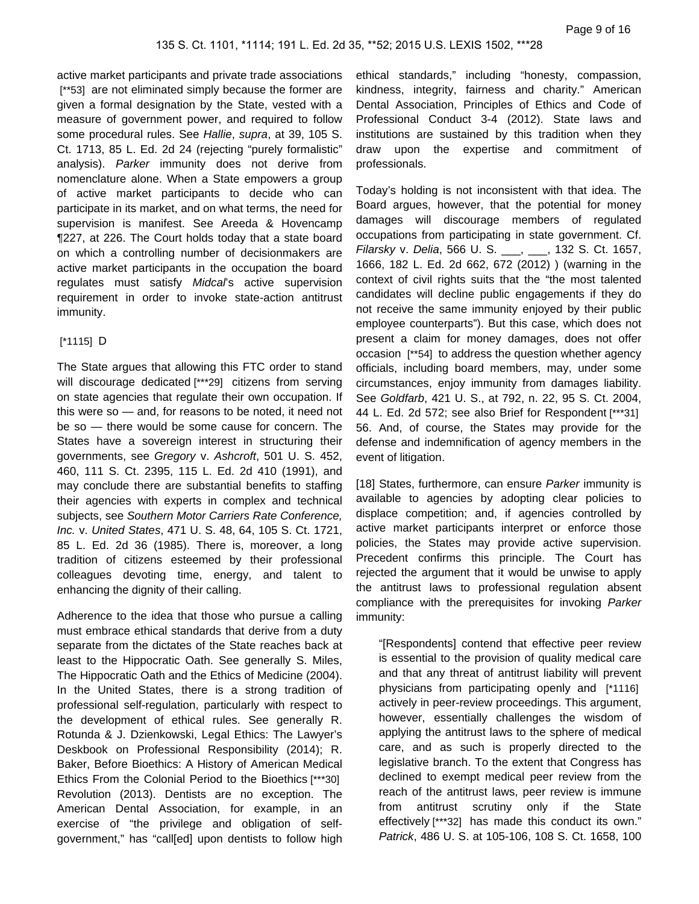active market participants and private trade associations [**53] are not eliminated simply because the former are given a formal designation by the State, vested with a measure of government power, and required to follow some procedural rules. See *Hallie*, *supra*, at 39, 105 S. Ct. 1713, 85 L. Ed. 2d 24 (rejecting "purely formalistic" analysis). *Parker* immunity does not derive from nomenclature alone. When a State empowers a group of active market participants to decide who can participate in its market, and on what terms, the need for supervision is manifest. See Areeda & Hovencamp ¶227, at 226. The Court holds today that a state board on which a controlling number of decisionmakers are active market participants in the occupation the board regulates must satisfy *Midcal*'s active supervision requirement in order to invoke state-action antitrust immunity.

[*1115] D

The State argues that allowing this FTC order to stand will discourage dedicated [***29] citizens from serving on state agencies that regulate their own occupation. If this were so — and, for reasons to be noted, it need not be so — there would be some cause for concern. The States have a sovereign interest in structuring their governments, see *Gregory* v. *Ashcroft*, 501 U. S. 452, 460, 111 S. Ct. 2395, 115 L. Ed. 2d 410 (1991), and may conclude there are substantial benefits to staffing their agencies with experts in complex and technical subjects, see *Southern Motor Carriers Rate Conference, Inc.* v. *United States*, 471 U. S. 48, 64, 105 S. Ct. 1721, 85 L. Ed. 2d 36 (1985). There is, moreover, a long tradition of citizens esteemed by their professional colleagues devoting time, energy, and talent to enhancing the dignity of their calling.

Adherence to the idea that those who pursue a calling must embrace ethical standards that derive from a duty separate from the dictates of the State reaches back at least to the Hippocratic Oath. See generally S. Miles, The Hippocratic Oath and the Ethics of Medicine (2004). In the United States, there is a strong tradition of professional self-regulation, particularly with respect to the development of ethical rules. See generally R. Rotunda & J. Dzienkowski, Legal Ethics: The Lawyer's Deskbook on Professional Responsibility (2014); R. Baker, Before Bioethics: A History of American Medical Ethics From the Colonial Period to the Bioethics [***30] Revolution (2013). Dentists are no exception. The American Dental Association, for example, in an exercise of "the privilege and obligation of self-government," has "call[ed] upon dentists to follow high ethical standards," including "honesty, compassion, kindness, integrity, fairness and charity." American Dental Association, Principles of Ethics and Code of Professional Conduct 3-4 (2012). State laws and institutions are sustained by this tradition when they draw upon the expertise and commitment of professionals.

Today's holding is not inconsistent with that idea. The Board argues, however, that the potential for money damages will discourage members of regulated occupations from participating in state government. Cf. *Filarsky* v. *Delia*, 566 U. S. ___, ___, 132 S. Ct. 1657, 1666, 182 L. Ed. 2d 662, 672 (2012) ) (warning in the context of civil rights suits that the "the most talented candidates will decline public engagements if they do not receive the same immunity enjoyed by their public employee counterparts"). But this case, which does not present a claim for money damages, does not offer occasion [**54] to address the question whether agency officials, including board members, may, under some circumstances, enjoy immunity from damages liability. See *Goldfarb*, 421 U. S., at 792, n. 22, 95 S. Ct. 2004, 44 L. Ed. 2d 572; see also Brief for Respondent [***31] 56. And, of course, the States may provide for the defense and indemnification of agency members in the event of litigation.

[18] States, furthermore, can ensure *Parker* immunity is available to agencies by adopting clear policies to displace competition; and, if agencies controlled by active market participants interpret or enforce those policies, the States may provide active supervision. Precedent confirms this principle. The Court has rejected the argument that it would be unwise to apply the antitrust laws to professional regulation absent compliance with the prerequisites for invoking *Parker* immunity:

> "[Respondents] contend that effective peer review is essential to the provision of quality medical care and that any threat of antitrust liability will prevent physicians from participating openly and [*1116] actively in peer-review proceedings. This argument, however, essentially challenges the wisdom of applying the antitrust laws to the sphere of medical care, and as such is properly directed to the legislative branch. To the extent that Congress has declined to exempt medical peer review from the reach of the antitrust laws, peer review is immune from antitrust scrutiny only if the State effectively [***32] has made this conduct its own." *Patrick*, 486 U. S. at 105-106, 108 S. Ct. 1658, 100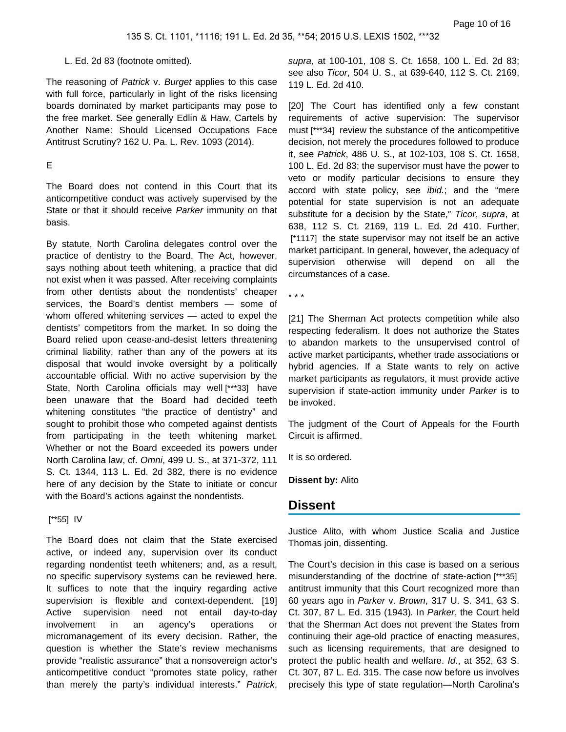L. Ed. 2d 83 (footnote omitted).

The reasoning of *Patrick* v. *Burget* applies to this case with full force, particularly in light of the risks licensing boards dominated by market participants may pose to the free market. See generally Edlin & Haw, Cartels by Another Name: Should Licensed Occupations Face Antitrust Scrutiny? 162 U. Pa. L. Rev. 1093 (2014).

E

The Board does not contend in this Court that its anticompetitive conduct was actively supervised by the State or that it should receive *Parker* immunity on that basis.

By statute, North Carolina delegates control over the practice of dentistry to the Board. The Act, however, says nothing about teeth whitening, a practice that did not exist when it was passed. After receiving complaints from other dentists about the nondentists' cheaper services, the Board's dentist members — some of whom offered whitening services — acted to expel the dentists' competitors from the market. In so doing the Board relied upon cease-and-desist letters threatening criminal liability, rather than any of the powers at its disposal that would invoke oversight by a politically accountable official. With no active supervision by the State, North Carolina officials may well [***33] have been unaware that the Board had decided teeth whitening constitutes "the practice of dentistry" and sought to prohibit those who competed against dentists from participating in the teeth whitening market. Whether or not the Board exceeded its powers under North Carolina law, cf. *Omni*, 499 U. S., at 371-372, 111 S. Ct. 1344, 113 L. Ed. 2d 382, there is no evidence here of any decision by the State to initiate or concur with the Board's actions against the nondentists.

[**55] IV

The Board does not claim that the State exercised active, or indeed any, supervision over its conduct regarding nondentist teeth whiteners; and, as a result, no specific supervisory systems can be reviewed here. It suffices to note that the inquiry regarding active supervision is flexible and context-dependent. [19] Active supervision need not entail day-to-day involvement in an agency's operations or micromanagement of its every decision. Rather, the question is whether the State's review mechanisms provide "realistic assurance" that a nonsovereign actor's anticompetitive conduct "promotes state policy, rather than merely the party's individual interests." *Patrick*, *supra,* at 100-101, 108 S. Ct. 1658, 100 L. Ed. 2d 83; see also *Ticor*, 504 U. S., at 639-640, 112 S. Ct. 2169, 119 L. Ed. 2d 410.

[20] The Court has identified only a few constant requirements of active supervision: The supervisor must [***34] review the substance of the anticompetitive decision, not merely the procedures followed to produce it, see *Patrick*, 486 U. S., at 102-103, 108 S. Ct. 1658, 100 L. Ed. 2d 83; the supervisor must have the power to veto or modify particular decisions to ensure they accord with state policy, see *ibid.*; and the "mere potential for state supervision is not an adequate substitute for a decision by the State," *Ticor*, *supra*, at 638, 112 S. Ct. 2169, 119 L. Ed. 2d 410. Further, [*1117] the state supervisor may not itself be an active market participant. In general, however, the adequacy of supervision otherwise will depend on all the circumstances of a case.

\* \* \*

[21] The Sherman Act protects competition while also respecting federalism. It does not authorize the States to abandon markets to the unsupervised control of active market participants, whether trade associations or hybrid agencies. If a State wants to rely on active market participants as regulators, it must provide active supervision if state-action immunity under *Parker* is to be invoked.

The judgment of the Court of Appeals for the Fourth Circuit is affirmed.

It is so ordered.

**Dissent by:** Alito

## Dissent

Justice Alito, with whom Justice Scalia and Justice Thomas join, dissenting.

The Court's decision in this case is based on a serious misunderstanding of the doctrine of state-action [***35] antitrust immunity that this Court recognized more than 60 years ago in *Parker* v. *Brown*, 317 U. S. 341, 63 S. Ct. 307, 87 L. Ed. 315 (1943). In *Parker*, the Court held that the Sherman Act does not prevent the States from continuing their age-old practice of enacting measures, such as licensing requirements, that are designed to protect the public health and welfare. *Id*., at 352, 63 S. Ct. 307, 87 L. Ed. 315. The case now before us involves precisely this type of state regulation—North Carolina's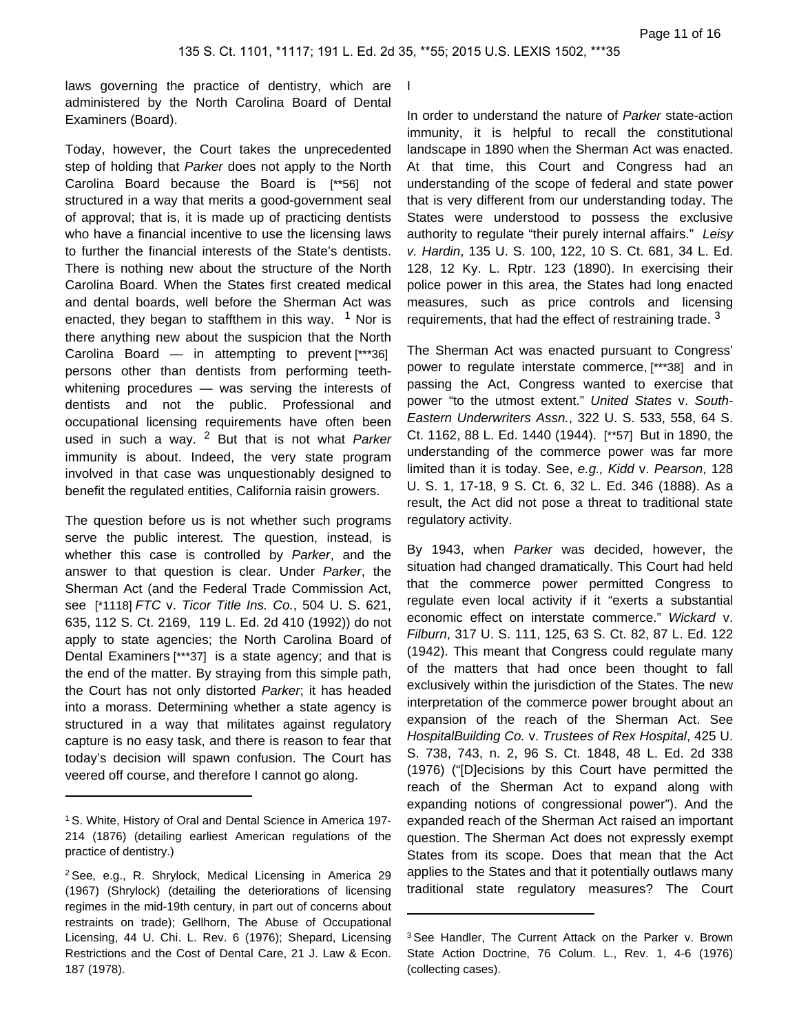laws governing the practice of dentistry, which are administered by the North Carolina Board of Dental Examiners (Board).

Today, however, the Court takes the unprecedented step of holding that *Parker* does not apply to the North Carolina Board because the Board is [**56] not structured in a way that merits a good-government seal of approval; that is, it is made up of practicing dentists who have a financial incentive to use the licensing laws to further the financial interests of the State's dentists. There is nothing new about the structure of the North Carolina Board. When the States first created medical and dental boards, well before the Sherman Act was enacted, they began to staffthem in this way. [1] Nor is there anything new about the suspicion that the North Carolina Board — in attempting to prevent [***36] persons other than dentists from performing teeth-whitening procedures — was serving the interests of dentists and not the public. Professional and occupational licensing requirements have often been used in such a way. [2] But that is not what *Parker* immunity is about. Indeed, the very state program involved in that case was unquestionably designed to benefit the regulated entities, California raisin growers.

The question before us is not whether such programs serve the public interest. The question, instead, is whether this case is controlled by *Parker*, and the answer to that question is clear. Under *Parker*, the Sherman Act (and the Federal Trade Commission Act, see [*1118] *FTC* v. *Ticor Title Ins. Co.*, 504 U. S. 621, 635, 112 S. Ct. 2169, 119 L. Ed. 2d 410 (1992)) do not apply to state agencies; the North Carolina Board of Dental Examiners [***37] is a state agency; and that is the end of the matter. By straying from this simple path, the Court has not only distorted *Parker*; it has headed into a morass. Determining whether a state agency is structured in a way that militates against regulatory capture is no easy task, and there is reason to fear that today's decision will spawn confusion. The Court has veered off course, and therefore I cannot go along.

I

In order to understand the nature of *Parker* state-action immunity, it is helpful to recall the constitutional landscape in 1890 when the Sherman Act was enacted. At that time, this Court and Congress had an understanding of the scope of federal and state power that is very different from our understanding today. The States were understood to possess the exclusive authority to regulate "their purely internal affairs." *Leisy v. Hardin*, 135 U. S. 100, 122, 10 S. Ct. 681, 34 L. Ed. 128, 12 Ky. L. Rptr. 123 (1890). In exercising their police power in this area, the States had long enacted measures, such as price controls and licensing requirements, that had the effect of restraining trade. [3]

The Sherman Act was enacted pursuant to Congress' power to regulate interstate commerce, [***38] and in passing the Act, Congress wanted to exercise that power "to the utmost extent." *United States* v. *South-Eastern Underwriters Assn.*, 322 U. S. 533, 558, 64 S. Ct. 1162, 88 L. Ed. 1440 (1944). [**57] But in 1890, the understanding of the commerce power was far more limited than it is today. See, *e.g., Kidd* v. *Pearson*, 128 U. S. 1, 17-18, 9 S. Ct. 6, 32 L. Ed. 346 (1888). As a result, the Act did not pose a threat to traditional state regulatory activity.

By 1943, when *Parker* was decided, however, the situation had changed dramatically. This Court had held that the commerce power permitted Congress to regulate even local activity if it "exerts a substantial economic effect on interstate commerce." *Wickard* v. *Filburn*, 317 U. S. 111, 125, 63 S. Ct. 82, 87 L. Ed. 122 (1942). This meant that Congress could regulate many of the matters that had once been thought to fall exclusively within the jurisdiction of the States. The new interpretation of the commerce power brought about an expansion of the reach of the Sherman Act. See *HospitalBuilding Co.* v. *Trustees of Rex Hospital*, 425 U. S. 738, 743, n. 2, 96 S. Ct. 1848, 48 L. Ed. 2d 338 (1976) ("[D]ecisions by this Court have permitted the reach of the Sherman Act to expand along with expanding notions of congressional power"). And the expanded reach of the Sherman Act raised an important question. The Sherman Act does not expressly exempt States from its scope. Does that mean that the Act applies to the States and that it potentially outlaws many traditional state regulatory measures? The Court

---

[1] S. White, History of Oral and Dental Science in America 197-214 (1876) (detailing earliest American regulations of the practice of dentistry.)

[2] See, e.g., R. Shrylock, Medical Licensing in America 29 (1967) (Shrylock) (detailing the deteriorations of licensing regimes in the mid-19th century, in part out of concerns about restraints on trade); Gellhorn, The Abuse of Occupational Licensing, 44 U. Chi. L. Rev. 6 (1976); Shepard, Licensing Restrictions and the Cost of Dental Care, 21 J. Law & Econ. 187 (1978).

[3] See Handler, The Current Attack on the Parker v. Brown State Action Doctrine, 76 Colum. L., Rev. 1, 4-6 (1976) (collecting cases).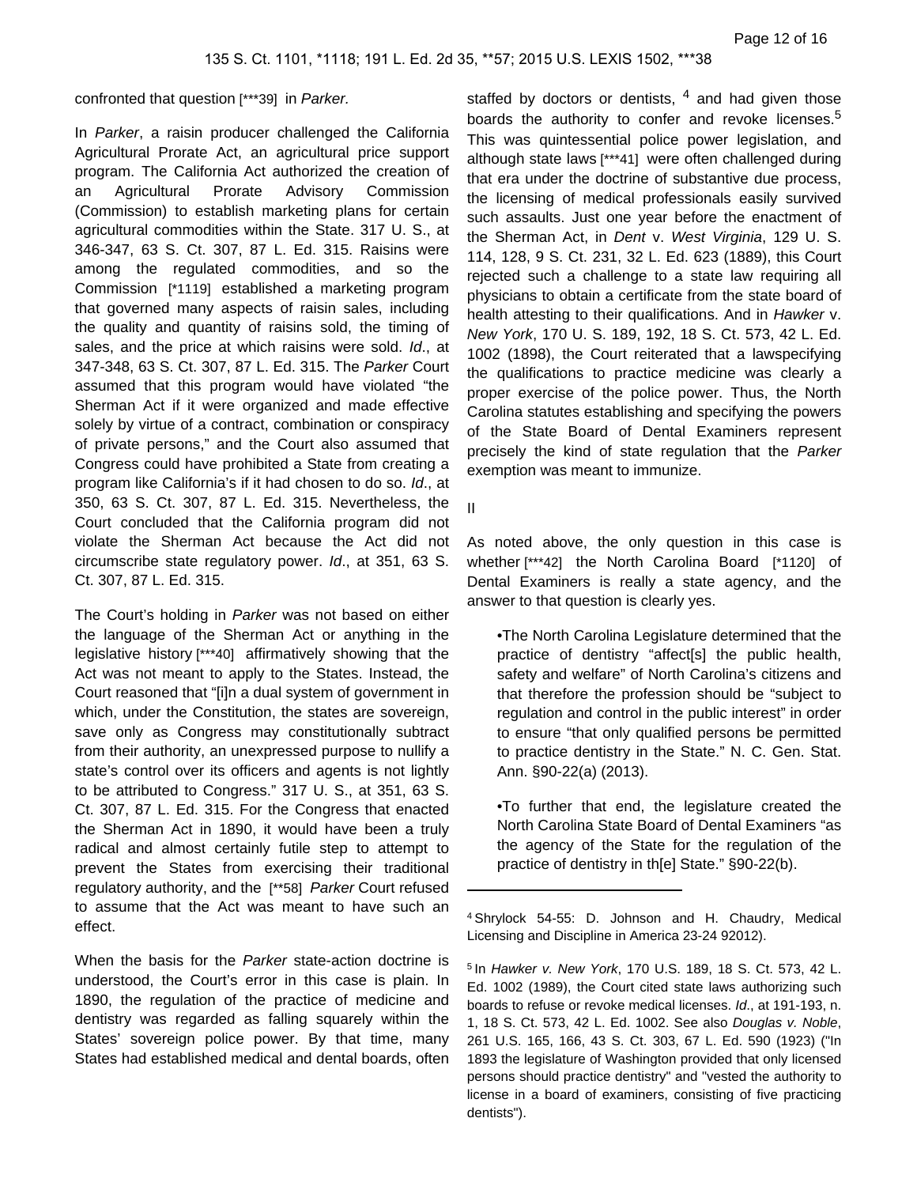confronted that question [***39] in *Parker.*

In *Parker*, a raisin producer challenged the California Agricultural Prorate Act, an agricultural price support program. The California Act authorized the creation of an Agricultural Prorate Advisory Commission (Commission) to establish marketing plans for certain agricultural commodities within the State. 317 U. S., at 346-347, 63 S. Ct. 307, 87 L. Ed. 315. Raisins were among the regulated commodities, and so the Commission [*1119] established a marketing program that governed many aspects of raisin sales, including the quality and quantity of raisins sold, the timing of sales, and the price at which raisins were sold. *Id*., at 347-348, 63 S. Ct. 307, 87 L. Ed. 315. The *Parker* Court assumed that this program would have violated "the Sherman Act if it were organized and made effective solely by virtue of a contract, combination or conspiracy of private persons," and the Court also assumed that Congress could have prohibited a State from creating a program like California's if it had chosen to do so. *Id*., at 350, 63 S. Ct. 307, 87 L. Ed. 315. Nevertheless, the Court concluded that the California program did not violate the Sherman Act because the Act did not circumscribe state regulatory power. *Id*., at 351, 63 S. Ct. 307, 87 L. Ed. 315.

The Court's holding in *Parker* was not based on either the language of the Sherman Act or anything in the legislative history [***40] affirmatively showing that the Act was not meant to apply to the States. Instead, the Court reasoned that "[i]n a dual system of government in which, under the Constitution, the states are sovereign, save only as Congress may constitutionally subtract from their authority, an unexpressed purpose to nullify a state's control over its officers and agents is not lightly to be attributed to Congress." 317 U. S., at 351, 63 S. Ct. 307, 87 L. Ed. 315. For the Congress that enacted the Sherman Act in 1890, it would have been a truly radical and almost certainly futile step to attempt to prevent the States from exercising their traditional regulatory authority, and the [**58] *Parker* Court refused to assume that the Act was meant to have such an effect.

When the basis for the *Parker* state-action doctrine is understood, the Court's error in this case is plain. In 1890, the regulation of the practice of medicine and dentistry was regarded as falling squarely within the States' sovereign police power. By that time, many States had established medical and dental boards, often staffed by doctors or dentists, [4] and had given those boards the authority to confer and revoke licenses.[5] This was quintessential police power legislation, and although state laws [***41] were often challenged during that era under the doctrine of substantive due process, the licensing of medical professionals easily survived such assaults. Just one year before the enactment of the Sherman Act, in *Dent* v. *West Virginia*, 129 U. S. 114, 128, 9 S. Ct. 231, 32 L. Ed. 623 (1889), this Court rejected such a challenge to a state law requiring all physicians to obtain a certificate from the state board of health attesting to their qualifications. And in *Hawker* v. *New York*, 170 U. S. 189, 192, 18 S. Ct. 573, 42 L. Ed. 1002 (1898), the Court reiterated that a lawspecifying the qualifications to practice medicine was clearly a proper exercise of the police power. Thus, the North Carolina statutes establishing and specifying the powers of the State Board of Dental Examiners represent precisely the kind of state regulation that the *Parker* exemption was meant to immunize.

II

As noted above, the only question in this case is whether [***42] the North Carolina Board [*1120] of Dental Examiners is really a state agency, and the answer to that question is clearly yes.

> •The North Carolina Legislature determined that the practice of dentistry "affect[s] the public health, safety and welfare" of North Carolina's citizens and that therefore the profession should be "subject to regulation and control in the public interest" in order to ensure "that only qualified persons be permitted to practice dentistry in the State." N. C. Gen. Stat. Ann. §90-22(a) (2013).
>
> •To further that end, the legislature created the North Carolina State Board of Dental Examiners "as the agency of the State for the regulation of the practice of dentistry in th[e] State." §90-22(b).

---

[4] Shrylock 54-55: D. Johnson and H. Chaudry, Medical Licensing and Discipline in America 23-24 92012).

[5] In *Hawker v. New York*, 170 U.S. 189, 18 S. Ct. 573, 42 L. Ed. 1002 (1989), the Court cited state laws authorizing such boards to refuse or revoke medical licenses. *Id*., at 191-193, n. 1, 18 S. Ct. 573, 42 L. Ed. 1002. See also *Douglas v. Noble*, 261 U.S. 165, 166, 43 S. Ct. 303, 67 L. Ed. 590 (1923) ("In 1893 the legislature of Washington provided that only licensed persons should practice dentistry" and "vested the authority to license in a board of examiners, consisting of five practicing dentists").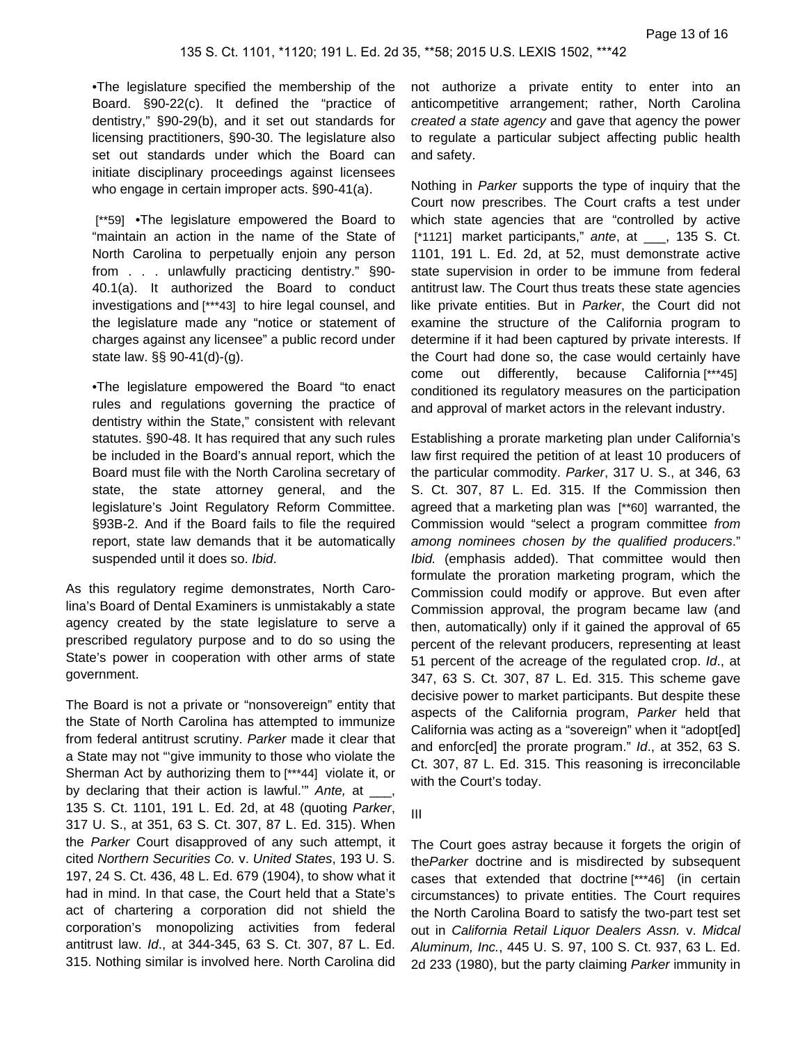•The legislature specified the membership of the Board. §90-22(c). It defined the "practice of dentistry," §90-29(b), and it set out standards for licensing practitioners, §90-30. The legislature also set out standards under which the Board can initiate disciplinary proceedings against licensees who engage in certain improper acts. §90-41(a).

[**59] •The legislature empowered the Board to "maintain an action in the name of the State of North Carolina to perpetually enjoin any person from . . . unlawfully practicing dentistry." §90-40.1(a). It authorized the Board to conduct investigations and [***43] to hire legal counsel, and the legislature made any "notice or statement of charges against any licensee" a public record under state law. §§ 90-41(d)-(g).

•The legislature empowered the Board "to enact rules and regulations governing the practice of dentistry within the State," consistent with relevant statutes. §90-48. It has required that any such rules be included in the Board's annual report, which the Board must file with the North Carolina secretary of state, the state attorney general, and the legislature's Joint Regulatory Reform Committee. §93B-2. And if the Board fails to file the required report, state law demands that it be automatically suspended until it does so. *Ibid*.

As this regulatory regime demonstrates, North Carolina's Board of Dental Examiners is unmistakably a state agency created by the state legislature to serve a prescribed regulatory purpose and to do so using the State's power in cooperation with other arms of state government.

The Board is not a private or "nonsovereign" entity that the State of North Carolina has attempted to immunize from federal antitrust scrutiny. *Parker* made it clear that a State may not "'give immunity to those who violate the Sherman Act by authorizing them to [***44] violate it, or by declaring that their action is lawful.'" *Ante,* at ___, 135 S. Ct. 1101, 191 L. Ed. 2d, at 48 (quoting *Parker*, 317 U. S., at 351, 63 S. Ct. 307, 87 L. Ed. 315). When the *Parker* Court disapproved of any such attempt, it cited *Northern Securities Co.* v. *United States*, 193 U. S. 197, 24 S. Ct. 436, 48 L. Ed. 679 (1904), to show what it had in mind. In that case, the Court held that a State's act of chartering a corporation did not shield the corporation's monopolizing activities from federal antitrust law. *Id*., at 344-345, 63 S. Ct. 307, 87 L. Ed. 315. Nothing similar is involved here. North Carolina did not authorize a private entity to enter into an anticompetitive arrangement; rather, North Carolina *created a state agency* and gave that agency the power to regulate a particular subject affecting public health and safety.

Nothing in *Parker* supports the type of inquiry that the Court now prescribes. The Court crafts a test under which state agencies that are "controlled by active [*1121] market participants," *ante*, at ___, 135 S. Ct. 1101, 191 L. Ed. 2d, at 52, must demonstrate active state supervision in order to be immune from federal antitrust law. The Court thus treats these state agencies like private entities. But in *Parker*, the Court did not examine the structure of the California program to determine if it had been captured by private interests. If the Court had done so, the case would certainly have come out differently, because California [***45] conditioned its regulatory measures on the participation and approval of market actors in the relevant industry.

Establishing a prorate marketing plan under California's law first required the petition of at least 10 producers of the particular commodity. *Parker*, 317 U. S., at 346, 63 S. Ct. 307, 87 L. Ed. 315. If the Commission then agreed that a marketing plan was [**60] warranted, the Commission would "select a program committee *from among nominees chosen by the qualified producers*." *Ibid.* (emphasis added). That committee would then formulate the proration marketing program, which the Commission could modify or approve. But even after Commission approval, the program became law (and then, automatically) only if it gained the approval of 65 percent of the relevant producers, representing at least 51 percent of the acreage of the regulated crop. *Id*., at 347, 63 S. Ct. 307, 87 L. Ed. 315. This scheme gave decisive power to market participants. But despite these aspects of the California program, *Parker* held that California was acting as a "sovereign" when it "adopt[ed] and enforc[ed] the prorate program." *Id*., at 352, 63 S. Ct. 307, 87 L. Ed. 315. This reasoning is irreconcilable with the Court's today.

III

The Court goes astray because it forgets the origin of the*Parker* doctrine and is misdirected by subsequent cases that extended that doctrine [***46] (in certain circumstances) to private entities. The Court requires the North Carolina Board to satisfy the two-part test set out in *California Retail Liquor Dealers Assn.* v. *Midcal Aluminum, Inc.*, 445 U. S. 97, 100 S. Ct. 937, 63 L. Ed. 2d 233 (1980), but the party claiming *Parker* immunity in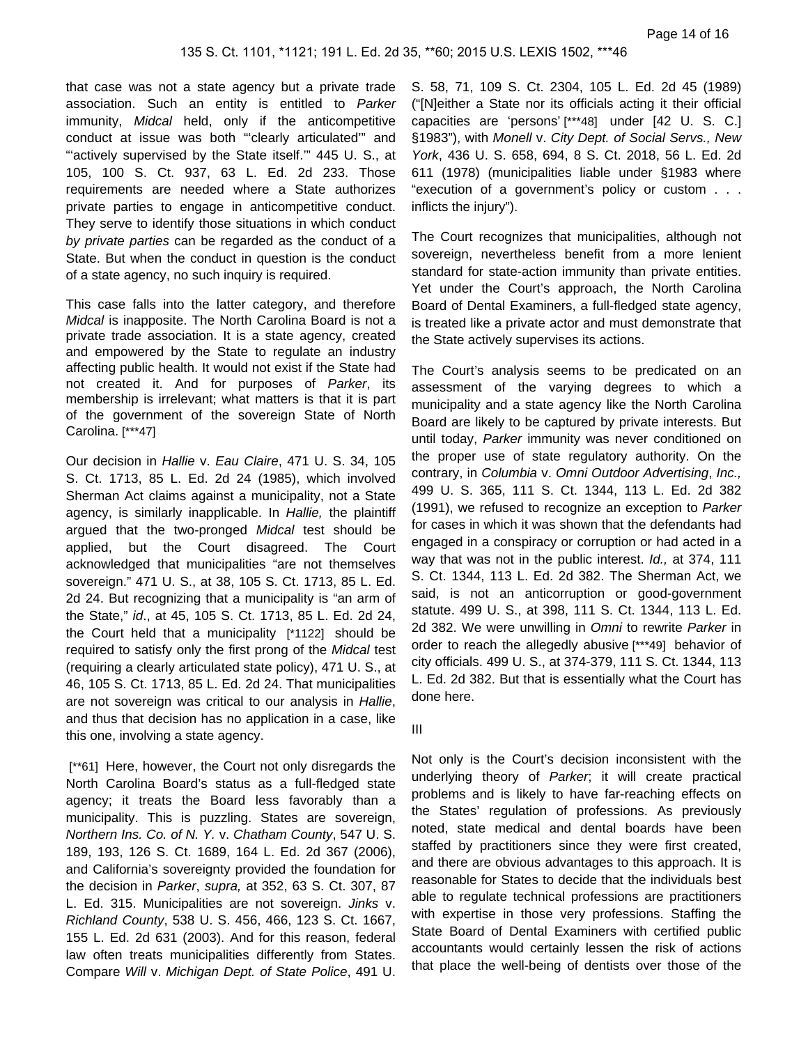that case was not a state agency but a private trade association. Such an entity is entitled to *Parker* immunity, *Midcal* held, only if the anticompetitive conduct at issue was both "'clearly articulated'" and "'actively supervised by the State itself.'" 445 U. S., at 105, 100 S. Ct. 937, 63 L. Ed. 2d 233. Those requirements are needed where a State authorizes private parties to engage in anticompetitive conduct. They serve to identify those situations in which conduct *by private parties* can be regarded as the conduct of a State. But when the conduct in question is the conduct of a state agency, no such inquiry is required.

This case falls into the latter category, and therefore *Midcal* is inapposite. The North Carolina Board is not a private trade association. It is a state agency, created and empowered by the State to regulate an industry affecting public health. It would not exist if the State had not created it. And for purposes of *Parker*, its membership is irrelevant; what matters is that it is part of the government of the sovereign State of North Carolina. [***47]

Our decision in *Hallie* v. *Eau Claire*, 471 U. S. 34, 105 S. Ct. 1713, 85 L. Ed. 2d 24 (1985), which involved Sherman Act claims against a municipality, not a State agency, is similarly inapplicable. In *Hallie,* the plaintiff argued that the two-pronged *Midcal* test should be applied, but the Court disagreed. The Court acknowledged that municipalities "are not themselves sovereign." 471 U. S., at 38, 105 S. Ct. 1713, 85 L. Ed. 2d 24. But recognizing that a municipality is "an arm of the State," *id*., at 45, 105 S. Ct. 1713, 85 L. Ed. 2d 24, the Court held that a municipality [*1122] should be required to satisfy only the first prong of the *Midcal* test (requiring a clearly articulated state policy), 471 U. S., at 46, 105 S. Ct. 1713, 85 L. Ed. 2d 24. That municipalities are not sovereign was critical to our analysis in *Hallie*, and thus that decision has no application in a case, like this one, involving a state agency.

[**61] Here, however, the Court not only disregards the North Carolina Board's status as a full-fledged state agency; it treats the Board less favorably than a municipality. This is puzzling. States are sovereign, *Northern Ins. Co. of N. Y.* v. *Chatham County*, 547 U. S. 189, 193, 126 S. Ct. 1689, 164 L. Ed. 2d 367 (2006), and California's sovereignty provided the foundation for the decision in *Parker*, *supra,* at 352, 63 S. Ct. 307, 87 L. Ed. 315. Municipalities are not sovereign. *Jinks* v. *Richland County*, 538 U. S. 456, 466, 123 S. Ct. 1667, 155 L. Ed. 2d 631 (2003). And for this reason, federal law often treats municipalities differently from States. Compare *Will* v. *Michigan Dept. of State Police*, 491 U. S. 58, 71, 109 S. Ct. 2304, 105 L. Ed. 2d 45 (1989) ("[N]either a State nor its officials acting in their official capacities are 'persons' [***48] under [42 U. S. C.] §1983"), with *Monell* v. *City Dept. of Social Servs., New York*, 436 U. S. 658, 694, 8 S. Ct. 2018, 56 L. Ed. 2d 611 (1978) (municipalities liable under §1983 where "execution of a government's policy or custom . . . inflicts the injury").

The Court recognizes that municipalities, although not sovereign, nevertheless benefit from a more lenient standard for state-action immunity than private entities. Yet under the Court's approach, the North Carolina Board of Dental Examiners, a full-fledged state agency, is treated like a private actor and must demonstrate that the State actively supervises its actions.

The Court's analysis seems to be predicated on an assessment of the varying degrees to which a municipality and a state agency like the North Carolina Board are likely to be captured by private interests. But until today, *Parker* immunity was never conditioned on the proper use of state regulatory authority. On the contrary, in *Columbia* v. *Omni Outdoor Advertising*, *Inc.,* 499 U. S. 365, 111 S. Ct. 1344, 113 L. Ed. 2d 382 (1991), we refused to recognize an exception to *Parker* for cases in which it was shown that the defendants had engaged in a conspiracy or corruption or had acted in a way that was not in the public interest. *Id.,* at 374, 111 S. Ct. 1344, 113 L. Ed. 2d 382. The Sherman Act, we said, is not an anticorruption or good-government statute. 499 U. S., at 398, 111 S. Ct. 1344, 113 L. Ed. 2d 382. We were unwilling in *Omni* to rewrite *Parker* in order to reach the allegedly abusive [***49] behavior of city officials. 499 U. S., at 374-379, 111 S. Ct. 1344, 113 L. Ed. 2d 382. But that is essentially what the Court has done here.

## III

Not only is the Court's decision inconsistent with the underlying theory of *Parker*; it will create practical problems and is likely to have far-reaching effects on the States' regulation of professions. As previously noted, state medical and dental boards have been staffed by practitioners since they were first created, and there are obvious advantages to this approach. It is reasonable for States to decide that the individuals best able to regulate technical professions are practitioners with expertise in those very professions. Staffing the State Board of Dental Examiners with certified public accountants would certainly lessen the risk of actions that place the well-being of dentists over those of the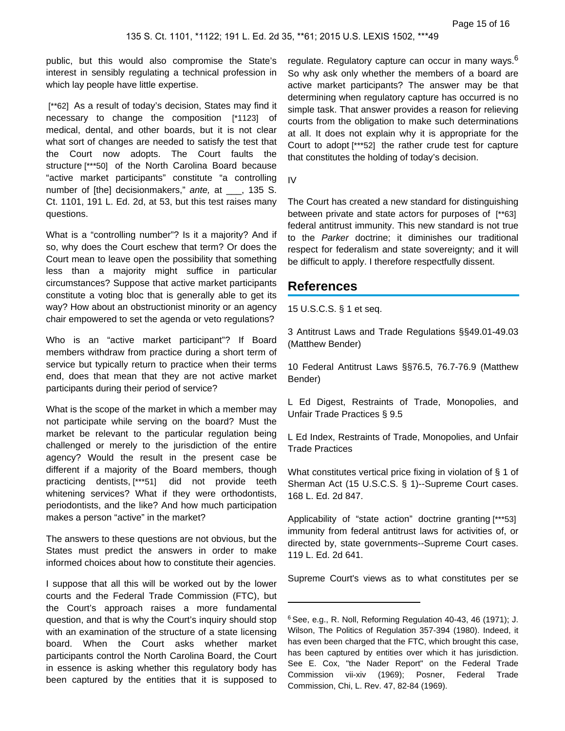public, but this would also compromise the State's interest in sensibly regulating a technical profession in which lay people have little expertise.

[**62] As a result of today's decision, States may find it necessary to change the composition [*1123] of medical, dental, and other boards, but it is not clear what sort of changes are needed to satisfy the test that the Court now adopts. The Court faults the structure [***50] of the North Carolina Board because "active market participants" constitute "a controlling number of [the] decisionmakers," *ante,* at ___, 135 S. Ct. 1101, 191 L. Ed. 2d, at 53, but this test raises many questions.

What is a "controlling number"? Is it a majority? And if so, why does the Court eschew that term? Or does the Court mean to leave open the possibility that something less than a majority might suffice in particular circumstances? Suppose that active market participants constitute a voting bloc that is generally able to get its way? How about an obstructionist minority or an agency chair empowered to set the agenda or veto regulations?

Who is an "active market participant"? If Board members withdraw from practice during a short term of service but typically return to practice when their terms end, does that mean that they are not active market participants during their period of service?

What is the scope of the market in which a member may not participate while serving on the board? Must the market be relevant to the particular regulation being challenged or merely to the jurisdiction of the entire agency? Would the result in the present case be different if a majority of the Board members, though practicing dentists, [***51] did not provide teeth whitening services? What if they were orthodontists, periodontists, and the like? And how much participation makes a person "active" in the market?

The answers to these questions are not obvious, but the States must predict the answers in order to make informed choices about how to constitute their agencies.

I suppose that all this will be worked out by the lower courts and the Federal Trade Commission (FTC), but the Court's approach raises a more fundamental question, and that is why the Court's inquiry should stop with an examination of the structure of a state licensing board. When the Court asks whether market participants control the North Carolina Board, the Court in essence is asking whether this regulatory body has been captured by the entities that it is supposed to regulate. Regulatory capture can occur in many ways.[6] So why ask only whether the members of a board are active market participants? The answer may be that determining when regulatory capture has occurred is no simple task. That answer provides a reason for relieving courts from the obligation to make such determinations at all. It does not explain why it is appropriate for the Court to adopt [***52] the rather crude test for capture that constitutes the holding of today's decision.

IV

The Court has created a new standard for distinguishing between private and state actors for purposes of [**63] federal antitrust immunity. This new standard is not true to the *Parker* doctrine; it diminishes our traditional respect for federalism and state sovereignty; and it will be difficult to apply. I therefore respectfully dissent.

## References

15 U.S.C.S. § 1 et seq.

3 Antitrust Laws and Trade Regulations §§49.01-49.03 (Matthew Bender)

10 Federal Antitrust Laws §§76.5, 76.7-76.9 (Matthew Bender)

L Ed Digest, Restraints of Trade, Monopolies, and Unfair Trade Practices § 9.5

L Ed Index, Restraints of Trade, Monopolies, and Unfair Trade Practices

What constitutes vertical price fixing in violation of § 1 of Sherman Act (15 U.S.C.S. § 1)--Supreme Court cases. 168 L. Ed. 2d 847.

Applicability of "state action" doctrine granting [***53] immunity from federal antitrust laws for activities of, or directed by, state governments--Supreme Court cases. 119 L. Ed. 2d 641.

Supreme Court's views as to what constitutes per se

---

[6] See, e.g., R. Noll, Reforming Regulation 40-43, 46 (1971); J. Wilson, The Politics of Regulation 357-394 (1980). Indeed, it has even been charged that the FTC, which brought this case, has been captured by entities over which it has jurisdiction. See E. Cox, "the Nader Report" on the Federal Trade Commission vii-xiv (1969); Posner, Federal Trade Commission, Chi, L. Rev. 47, 82-84 (1969).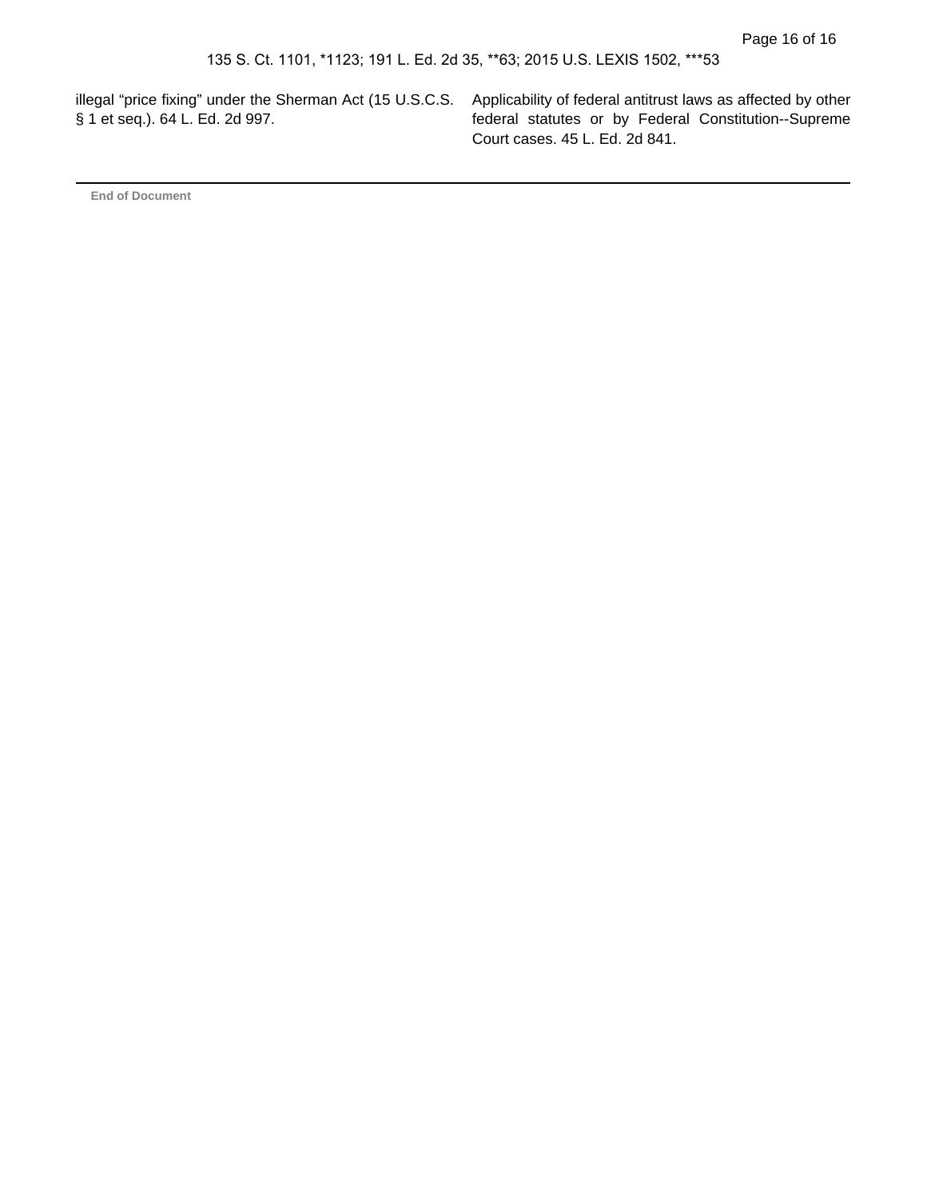illegal "price fixing" under the Sherman Act (15 U.S.C.S. § 1 et seq.). 64 L. Ed. 2d 997.

Applicability of federal antitrust laws as affected by other federal statutes or by Federal Constitution--Supreme Court cases. 45 L. Ed. 2d 841.

---

**End of Document**